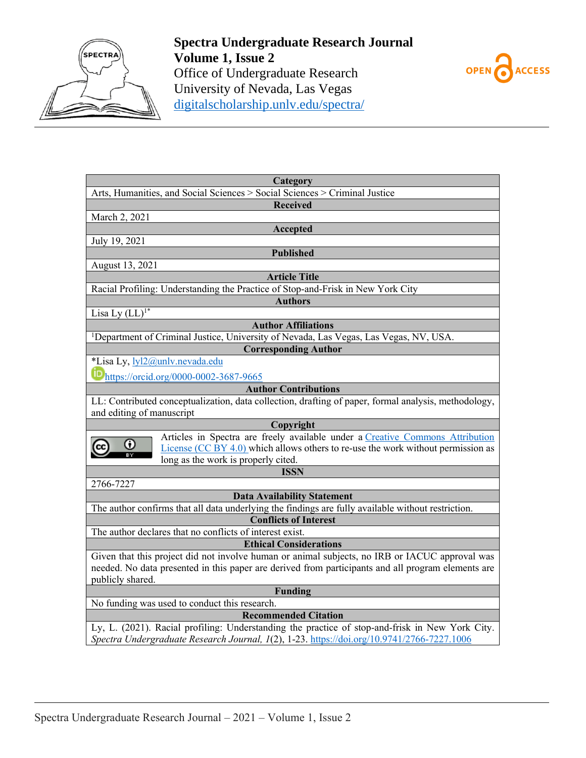**Spectra Undergraduate Research Journal**
**Volume 1, Issue 2**
Office of Undergraduate Research
University of Nevada, Las Vegas
digitalscholarship.unlv.edu/spectra/

OPEN ACCESS

| Category |
| --- |
| Arts, Humanities, and Social Sciences > Social Sciences > Criminal Justice |
| **Received** |
| March 2, 2021 |
| **Accepted** |
| July 19, 2021 |
| **Published** |
| August 13, 2021 |
| **Article Title** |
| Racial Profiling: Understanding the Practice of Stop-and-Frisk in New York City |
| **Authors** |
| Lisa Ly (LL)[1*] |
| **Author Affiliations** |
| [1]Department of Criminal Justice, University of Nevada, Las Vegas, Las Vegas, NV, USA. |
| **Corresponding Author** |
| *Lisa Ly, lyl2@unlv.nevada.edu https://orcid.org/0000-0002-3687-9665 |
| **Author Contributions** |
| LL: Contributed conceptualization, data collection, drafting of paper, formal analysis, methodology, and editing of manuscript |
| **Copyright** |
| Articles in Spectra are freely available under a Creative Commons Attribution License (CC BY 4.0) which allows others to re-use the work without permission as long as the work is properly cited. |
| **ISSN** |
| 2766-7227 |
| **Data Availability Statement** |
| The author confirms that all data underlying the findings are fully available without restriction. |
| **Conflicts of Interest** |
| The author declares that no conflicts of interest exist. |
| **Ethical Considerations** |
| Given that this project did not involve human or animal subjects, no IRB or IACUC approval was needed. No data presented in this paper are derived from participants and all program elements are publicly shared. |
| **Funding** |
| No funding was used to conduct this research. |
| **Recommended Citation** |
| Ly, L. (2021). Racial profiling: Understanding the practice of stop-and-frisk in New York City. *Spectra Undergraduate Research Journal, 1*(2), 1-23. https://doi.org/10.9741/2766-7227.1006 |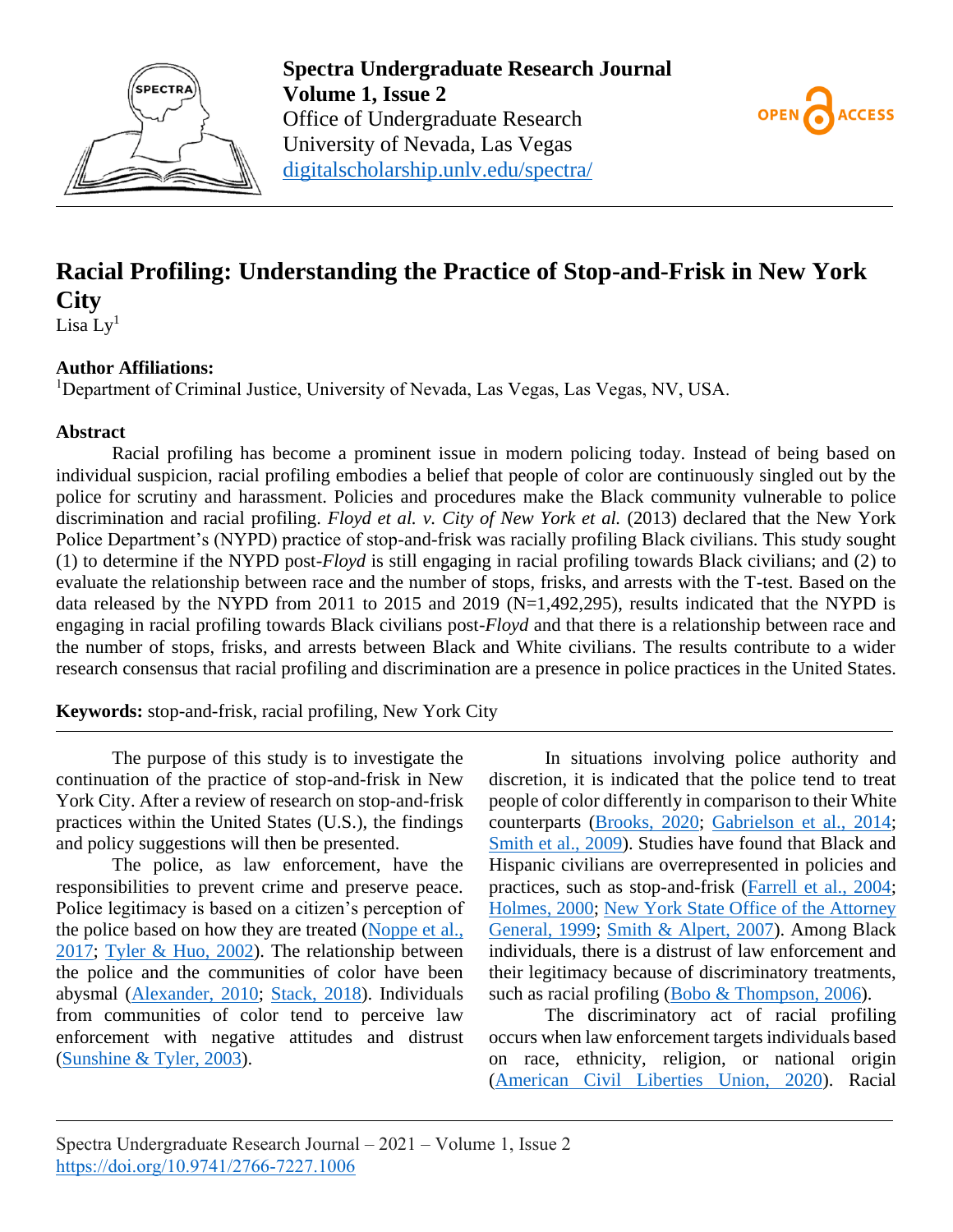# Racial Profiling: Understanding the Practice of Stop-and-Frisk in New York City

Lisa Ly[1]

**Author Affiliations:**

[1]Department of Criminal Justice, University of Nevada, Las Vegas, Las Vegas, NV, USA.

**Abstract**

Racial profiling has become a prominent issue in modern policing today. Instead of being based on individual suspicion, racial profiling embodies a belief that people of color are continuously singled out by the police for scrutiny and harassment. Policies and procedures make the Black community vulnerable to police discrimination and racial profiling. *Floyd et al. v. City of New York et al.* (2013) declared that the New York Police Department's (NYPD) practice of stop-and-frisk was racially profiling Black civilians. This study sought (1) to determine if the NYPD post-*Floyd* is still engaging in racial profiling towards Black civilians; and (2) to evaluate the relationship between race and the number of stops, frisks, and arrests with the T-test. Based on the data released by the NYPD from 2011 to 2015 and 2019 (N=1,492,295), results indicated that the NYPD is engaging in racial profiling towards Black civilians post-*Floyd* and that there is a relationship between race and the number of stops, frisks, and arrests between Black and White civilians. The results contribute to a wider research consensus that racial profiling and discrimination are a presence in police practices in the United States.

**Keywords:** stop-and-frisk, racial profiling, New York City

The purpose of this study is to investigate the continuation of the practice of stop-and-frisk in New York City. After a review of research on stop-and-frisk practices within the United States (U.S.), the findings and policy suggestions will then be presented.

The police, as law enforcement, have the responsibilities to prevent crime and preserve peace. Police legitimacy is based on a citizen's perception of the police based on how they are treated (Noppe et al., 2017; Tyler & Huo, 2002). The relationship between the police and the communities of color have been abysmal (Alexander, 2010; Stack, 2018). Individuals from communities of color tend to perceive law enforcement with negative attitudes and distrust (Sunshine & Tyler, 2003).

In situations involving police authority and discretion, it is indicated that the police tend to treat people of color differently in comparison to their White counterparts (Brooks, 2020; Gabrielson et al., 2014; Smith et al., 2009). Studies have found that Black and Hispanic civilians are overrepresented in policies and practices, such as stop-and-frisk (Farrell et al., 2004; Holmes, 2000; New York State Office of the Attorney General, 1999; Smith & Alpert, 2007). Among Black individuals, there is a distrust of law enforcement and their legitimacy because of discriminatory treatments, such as racial profiling (Bobo & Thompson, 2006).

The discriminatory act of racial profiling occurs when law enforcement targets individuals based on race, ethnicity, religion, or national origin (American Civil Liberties Union, 2020). Racial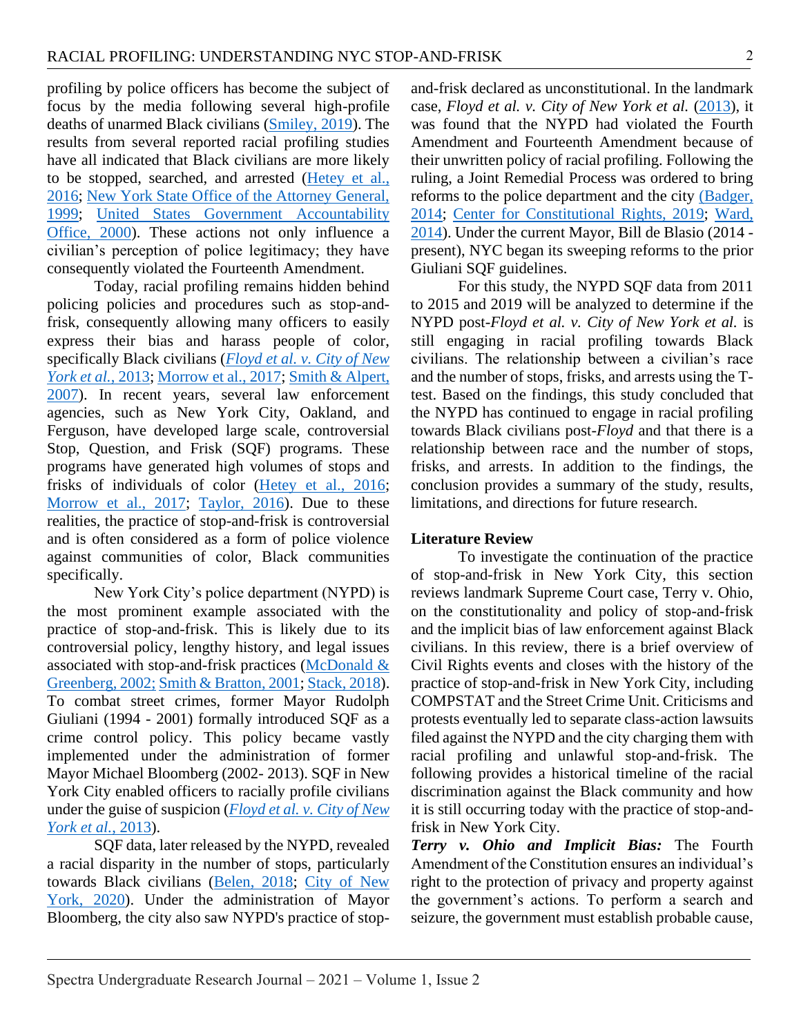profiling by police officers has become the subject of focus by the media following several high-profile deaths of unarmed Black civilians (Smiley, 2019). The results from several reported racial profiling studies have all indicated that Black civilians are more likely to be stopped, searched, and arrested (Hetey et al., 2016; New York State Office of the Attorney General, 1999; United States Government Accountability Office, 2000). These actions not only influence a civilian's perception of police legitimacy; they have consequently violated the Fourteenth Amendment.

Today, racial profiling remains hidden behind policing policies and procedures such as stop-and-frisk, consequently allowing many officers to easily express their bias and harass people of color, specifically Black civilians (*Floyd et al. v. City of New York et al.*, 2013; Morrow et al., 2017; Smith & Alpert, 2007). In recent years, several law enforcement agencies, such as New York City, Oakland, and Ferguson, have developed large scale, controversial Stop, Question, and Frisk (SQF) programs. These programs have generated high volumes of stops and frisks of individuals of color (Hetey et al., 2016; Morrow et al., 2017; Taylor, 2016). Due to these realities, the practice of stop-and-frisk is controversial and is often considered as a form of police violence against communities of color, Black communities specifically.

New York City's police department (NYPD) is the most prominent example associated with the practice of stop-and-frisk. This is likely due to its controversial policy, lengthy history, and legal issues associated with stop-and-frisk practices (McDonald & Greenberg, 2002; Smith & Bratton, 2001; Stack, 2018). To combat street crimes, former Mayor Rudolph Giuliani (1994 - 2001) formally introduced SQF as a crime control policy. This policy became vastly implemented under the administration of former Mayor Michael Bloomberg (2002- 2013). SQF in New York City enabled officers to racially profile civilians under the guise of suspicion (*Floyd et al. v. City of New York et al.*, 2013).

SQF data, later released by the NYPD, revealed a racial disparity in the number of stops, particularly towards Black civilians (Belen, 2018; City of New York, 2020). Under the administration of Mayor Bloomberg, the city also saw NYPD's practice of stop-and-frisk declared as unconstitutional. In the landmark case, *Floyd et al. v. City of New York et al.* (2013), it was found that the NYPD had violated the Fourth Amendment and Fourteenth Amendment because of their unwritten policy of racial profiling. Following the ruling, a Joint Remedial Process was ordered to bring reforms to the police department and the city (Badger, 2014; Center for Constitutional Rights, 2019; Ward, 2014). Under the current Mayor, Bill de Blasio (2014 - present), NYC began its sweeping reforms to the prior Giuliani SQF guidelines.

For this study, the NYPD SQF data from 2011 to 2015 and 2019 will be analyzed to determine if the NYPD post-*Floyd et al. v. City of New York et al.* is still engaging in racial profiling towards Black civilians. The relationship between a civilian's race and the number of stops, frisks, and arrests using the T-test. Based on the findings, this study concluded that the NYPD has continued to engage in racial profiling towards Black civilians post-*Floyd* and that there is a relationship between race and the number of stops, frisks, and arrests. In addition to the findings, the conclusion provides a summary of the study, results, limitations, and directions for future research.

## Literature Review

To investigate the continuation of the practice of stop-and-frisk in New York City, this section reviews landmark Supreme Court case, Terry v. Ohio, on the constitutionality and policy of stop-and-frisk and the implicit bias of law enforcement against Black civilians. In this review, there is a brief overview of Civil Rights events and closes with the history of the practice of stop-and-frisk in New York City, including COMPSTAT and the Street Crime Unit. Criticisms and protests eventually led to separate class-action lawsuits filed against the NYPD and the city charging them with racial profiling and unlawful stop-and-frisk. The following provides a historical timeline of the racial discrimination against the Black community and how it is still occurring today with the practice of stop-and-frisk in New York City.

***Terry v. Ohio and Implicit Bias:*** The Fourth Amendment of the Constitution ensures an individual's right to the protection of privacy and property against the government's actions. To perform a search and seizure, the government must establish probable cause,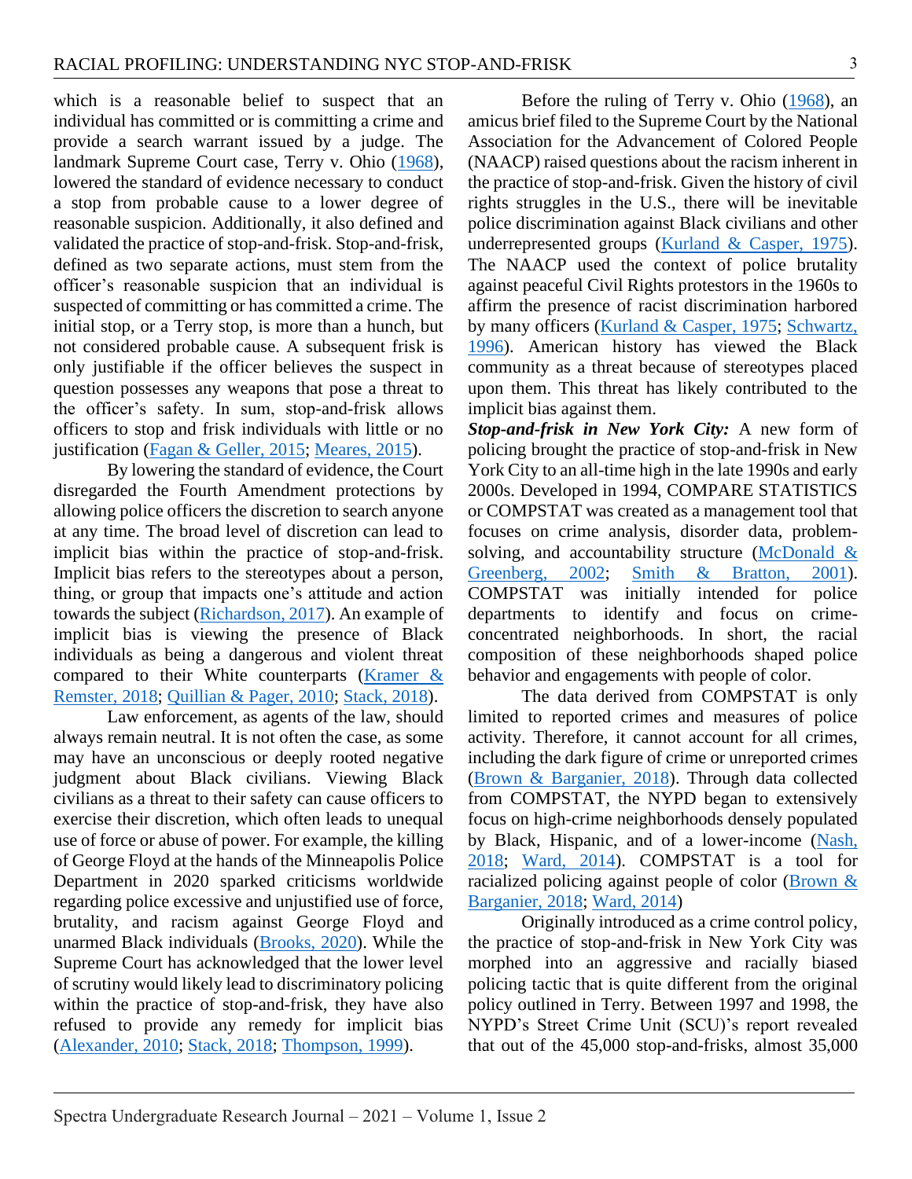which is a reasonable belief to suspect that an individual has committed or is committing a crime and provide a search warrant issued by a judge. The landmark Supreme Court case, Terry v. Ohio (1968), lowered the standard of evidence necessary to conduct a stop from probable cause to a lower degree of reasonable suspicion. Additionally, it also defined and validated the practice of stop-and-frisk. Stop-and-frisk, defined as two separate actions, must stem from the officer's reasonable suspicion that an individual is suspected of committing or has committed a crime. The initial stop, or a Terry stop, is more than a hunch, but not considered probable cause. A subsequent frisk is only justifiable if the officer believes the suspect in question possesses any weapons that pose a threat to the officer's safety. In sum, stop-and-frisk allows officers to stop and frisk individuals with little or no justification (Fagan & Geller, 2015; Meares, 2015).

By lowering the standard of evidence, the Court disregarded the Fourth Amendment protections by allowing police officers the discretion to search anyone at any time. The broad level of discretion can lead to implicit bias within the practice of stop-and-frisk. Implicit bias refers to the stereotypes about a person, thing, or group that impacts one's attitude and action towards the subject (Richardson, 2017). An example of implicit bias is viewing the presence of Black individuals as being a dangerous and violent threat compared to their White counterparts (Kramer & Remster, 2018; Quillian & Pager, 2010; Stack, 2018).

Law enforcement, as agents of the law, should always remain neutral. It is not often the case, as some may have an unconscious or deeply rooted negative judgment about Black civilians. Viewing Black civilians as a threat to their safety can cause officers to exercise their discretion, which often leads to unequal use of force or abuse of power. For example, the killing of George Floyd at the hands of the Minneapolis Police Department in 2020 sparked criticisms worldwide regarding police excessive and unjustified use of force, brutality, and racism against George Floyd and unarmed Black individuals (Brooks, 2020). While the Supreme Court has acknowledged that the lower level of scrutiny would likely lead to discriminatory policing within the practice of stop-and-frisk, they have also refused to provide any remedy for implicit bias (Alexander, 2010; Stack, 2018; Thompson, 1999).

Before the ruling of Terry v. Ohio (1968), an amicus brief filed to the Supreme Court by the National Association for the Advancement of Colored People (NAACP) raised questions about the racism inherent in the practice of stop-and-frisk. Given the history of civil rights struggles in the U.S., there will be inevitable police discrimination against Black civilians and other underrepresented groups (Kurland & Casper, 1975). The NAACP used the context of police brutality against peaceful Civil Rights protestors in the 1960s to affirm the presence of racist discrimination harbored by many officers (Kurland & Casper, 1975; Schwartz, 1996). American history has viewed the Black community as a threat because of stereotypes placed upon them. This threat has likely contributed to the implicit bias against them.

***Stop-and-frisk in New York City:*** A new form of policing brought the practice of stop-and-frisk in New York City to an all-time high in the late 1990s and early 2000s. Developed in 1994, COMPARE STATISTICS or COMPSTAT was created as a management tool that focuses on crime analysis, disorder data, problem-solving, and accountability structure (McDonald & Greenberg, 2002; Smith & Bratton, 2001). COMPSTAT was initially intended for police departments to identify and focus on crime-concentrated neighborhoods. In short, the racial composition of these neighborhoods shaped police behavior and engagements with people of color.

The data derived from COMPSTAT is only limited to reported crimes and measures of police activity. Therefore, it cannot account for all crimes, including the dark figure of crime or unreported crimes (Brown & Barganier, 2018). Through data collected from COMPSTAT, the NYPD began to extensively focus on high-crime neighborhoods densely populated by Black, Hispanic, and of a lower-income (Nash, 2018; Ward, 2014). COMPSTAT is a tool for racialized policing against people of color (Brown & Barganier, 2018; Ward, 2014)

Originally introduced as a crime control policy, the practice of stop-and-frisk in New York City was morphed into an aggressive and racially biased policing tactic that is quite different from the original policy outlined in Terry. Between 1997 and 1998, the NYPD's Street Crime Unit (SCU)'s report revealed that out of the 45,000 stop-and-frisks, almost 35,000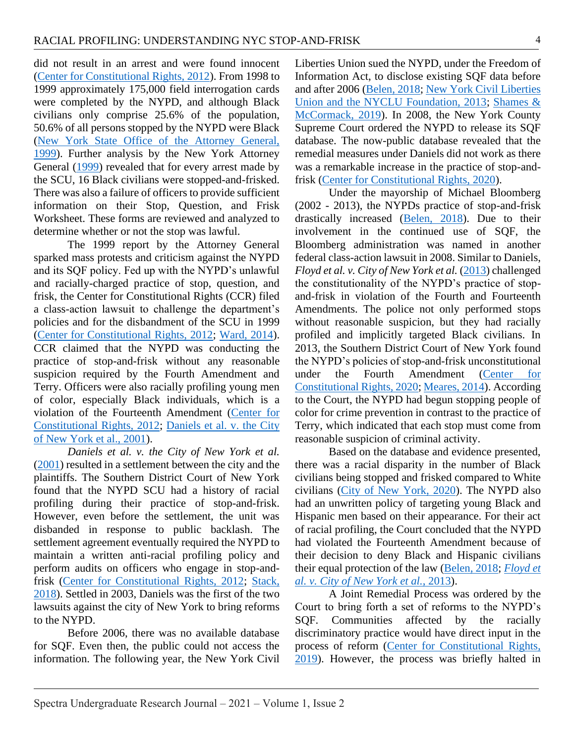did not result in an arrest and were found innocent (Center for Constitutional Rights, 2012). From 1998 to 1999 approximately 175,000 field interrogation cards were completed by the NYPD, and although Black civilians only comprise 25.6% of the population, 50.6% of all persons stopped by the NYPD were Black (New York State Office of the Attorney General, 1999). Further analysis by the New York Attorney General (1999) revealed that for every arrest made by the SCU, 16 Black civilians were stopped-and-frisked. There was also a failure of officers to provide sufficient information on their Stop, Question, and Frisk Worksheet. These forms are reviewed and analyzed to determine whether or not the stop was lawful.

The 1999 report by the Attorney General sparked mass protests and criticism against the NYPD and its SQF policy. Fed up with the NYPD's unlawful and racially-charged practice of stop, question, and frisk, the Center for Constitutional Rights (CCR) filed a class-action lawsuit to challenge the department's policies and for the disbandment of the SCU in 1999 (Center for Constitutional Rights, 2012; Ward, 2014). CCR claimed that the NYPD was conducting the practice of stop-and-frisk without any reasonable suspicion required by the Fourth Amendment and Terry. Officers were also racially profiling young men of color, especially Black individuals, which is a violation of the Fourteenth Amendment (Center for Constitutional Rights, 2012; Daniels et al. v. the City of New York et al., 2001).

*Daniels et al. v. the City of New York et al.* (2001) resulted in a settlement between the city and the plaintiffs. The Southern District Court of New York found that the NYPD SCU had a history of racial profiling during their practice of stop-and-frisk. However, even before the settlement, the unit was disbanded in response to public backlash. The settlement agreement eventually required the NYPD to maintain a written anti-racial profiling policy and perform audits on officers who engage in stop-and-frisk (Center for Constitutional Rights, 2012; Stack, 2018). Settled in 2003, Daniels was the first of the two lawsuits against the city of New York to bring reforms to the NYPD.

Before 2006, there was no available database for SQF. Even then, the public could not access the information. The following year, the New York Civil Liberties Union sued the NYPD, under the Freedom of Information Act, to disclose existing SQF data before and after 2006 (Belen, 2018; New York Civil Liberties Union and the NYCLU Foundation, 2013; Shames & McCormack, 2019). In 2008, the New York County Supreme Court ordered the NYPD to release its SQF database. The now-public database revealed that the remedial measures under Daniels did not work as there was a remarkable increase in the practice of stop-and-frisk (Center for Constitutional Rights, 2020).

Under the mayorship of Michael Bloomberg (2002 - 2013), the NYPDs practice of stop-and-frisk drastically increased (Belen, 2018). Due to their involvement in the continued use of SQF, the Bloomberg administration was named in another federal class-action lawsuit in 2008. Similar to Daniels, *Floyd et al. v. City of New York et al.* (2013) challenged the constitutionality of the NYPD's practice of stop-and-frisk in violation of the Fourth and Fourteenth Amendments. The police not only performed stops without reasonable suspicion, but they had racially profiled and implicitly targeted Black civilians. In 2013, the Southern District Court of New York found the NYPD's policies of stop-and-frisk unconstitutional under the Fourth Amendment (Center for Constitutional Rights, 2020; Meares, 2014). According to the Court, the NYPD had begun stopping people of color for crime prevention in contrast to the practice of Terry, which indicated that each stop must come from reasonable suspicion of criminal activity.

Based on the database and evidence presented, there was a racial disparity in the number of Black civilians being stopped and frisked compared to White civilians (City of New York, 2020). The NYPD also had an unwritten policy of targeting young Black and Hispanic men based on their appearance. For their act of racial profiling, the Court concluded that the NYPD had violated the Fourteenth Amendment because of their decision to deny Black and Hispanic civilians their equal protection of the law (Belen, 2018; *Floyd et al. v. City of New York et al.*, 2013).

A Joint Remedial Process was ordered by the Court to bring forth a set of reforms to the NYPD's SQF. Communities affected by the racially discriminatory practice would have direct input in the process of reform (Center for Constitutional Rights, 2019). However, the process was briefly halted in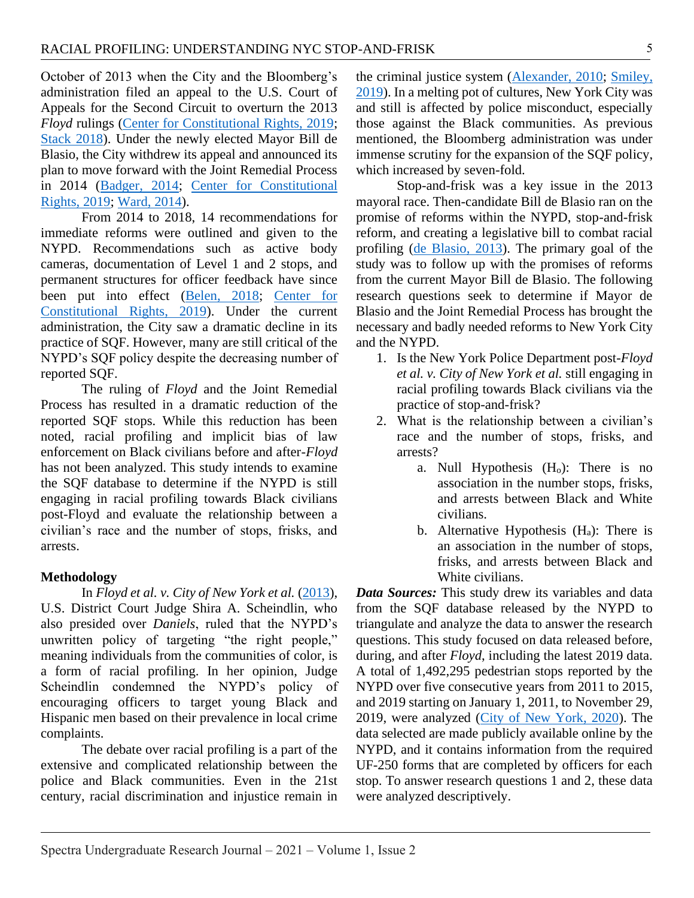October of 2013 when the City and the Bloomberg's administration filed an appeal to the U.S. Court of Appeals for the Second Circuit to overturn the 2013 *Floyd* rulings (Center for Constitutional Rights, 2019; Stack 2018). Under the newly elected Mayor Bill de Blasio, the City withdrew its appeal and announced its plan to move forward with the Joint Remedial Process in 2014 (Badger, 2014; Center for Constitutional Rights, 2019; Ward, 2014).

From 2014 to 2018, 14 recommendations for immediate reforms were outlined and given to the NYPD. Recommendations such as active body cameras, documentation of Level 1 and 2 stops, and permanent structures for officer feedback have since been put into effect (Belen, 2018; Center for Constitutional Rights, 2019). Under the current administration, the City saw a dramatic decline in its practice of SQF. However, many are still critical of the NYPD's SQF policy despite the decreasing number of reported SQF.

The ruling of *Floyd* and the Joint Remedial Process has resulted in a dramatic reduction of the reported SQF stops. While this reduction has been noted, racial profiling and implicit bias of law enforcement on Black civilians before and after-*Floyd* has not been analyzed. This study intends to examine the SQF database to determine if the NYPD is still engaging in racial profiling towards Black civilians post-Floyd and evaluate the relationship between a civilian's race and the number of stops, frisks, and arrests.

**Methodology**

In *Floyd et al. v. City of New York et al.* (2013), U.S. District Court Judge Shira A. Scheindlin, who also presided over *Daniels*, ruled that the NYPD's unwritten policy of targeting "the right people," meaning individuals from the communities of color, is a form of racial profiling. In her opinion, Judge Scheindlin condemned the NYPD's policy of encouraging officers to target young Black and Hispanic men based on their prevalence in local crime complaints.

The debate over racial profiling is a part of the extensive and complicated relationship between the police and Black communities. Even in the 21st century, racial discrimination and injustice remain in the criminal justice system (Alexander, 2010; Smiley, 2019). In a melting pot of cultures, New York City was and still is affected by police misconduct, especially those against the Black communities. As previous mentioned, the Bloomberg administration was under immense scrutiny for the expansion of the SQF policy, which increased by seven-fold.

Stop-and-frisk was a key issue in the 2013 mayoral race. Then-candidate Bill de Blasio ran on the promise of reforms within the NYPD, stop-and-frisk reform, and creating a legislative bill to combat racial profiling (de Blasio, 2013). The primary goal of the study was to follow up with the promises of reforms from the current Mayor Bill de Blasio. The following research questions seek to determine if Mayor de Blasio and the Joint Remedial Process has brought the necessary and badly needed reforms to New York City and the NYPD.

1. Is the New York Police Department post-*Floyd et al. v. City of New York et al.* still engaging in racial profiling towards Black civilians via the practice of stop-and-frisk?
2. What is the relationship between a civilian's race and the number of stops, frisks, and arrests?
   a. Null Hypothesis ($H_o$): There is no association in the number stops, frisks, and arrests between Black and White civilians.
   b. Alternative Hypothesis ($H_a$): There is an association in the number of stops, frisks, and arrests between Black and White civilians.

***Data Sources:*** This study drew its variables and data from the SQF database released by the NYPD to triangulate and analyze the data to answer the research questions. This study focused on data released before, during, and after *Floyd*, including the latest 2019 data. A total of 1,492,295 pedestrian stops reported by the NYPD over five consecutive years from 2011 to 2015, and 2019 starting on January 1, 2011, to November 29, 2019, were analyzed (City of New York, 2020). The data selected are made publicly available online by the NYPD, and it contains information from the required UF-250 forms that are completed by officers for each stop. To answer research questions 1 and 2, these data were analyzed descriptively.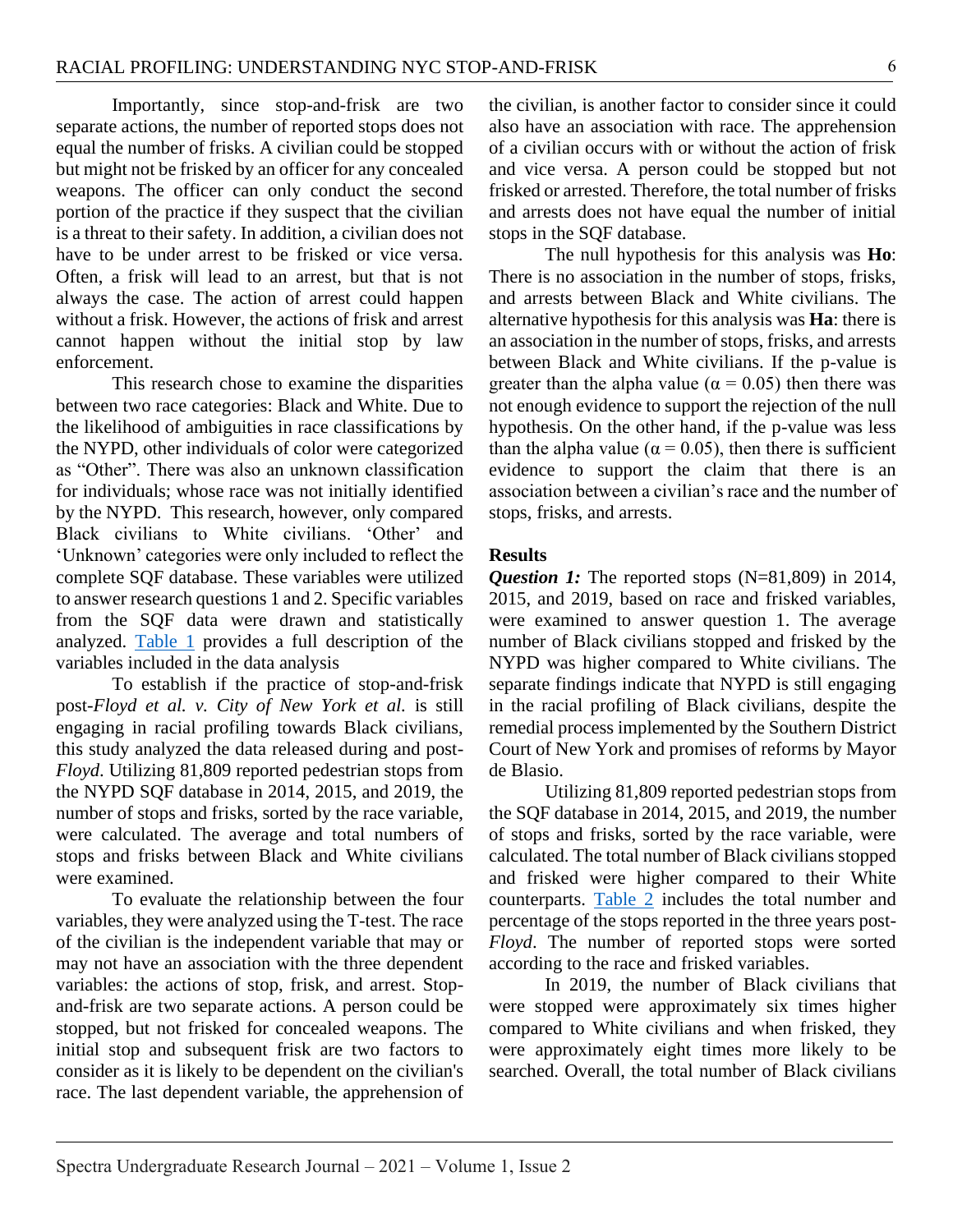Importantly, since stop-and-frisk are two separate actions, the number of reported stops does not equal the number of frisks. A civilian could be stopped but might not be frisked by an officer for any concealed weapons. The officer can only conduct the second portion of the practice if they suspect that the civilian is a threat to their safety. In addition, a civilian does not have to be under arrest to be frisked or vice versa. Often, a frisk will lead to an arrest, but that is not always the case. The action of arrest could happen without a frisk. However, the actions of frisk and arrest cannot happen without the initial stop by law enforcement.

This research chose to examine the disparities between two race categories: Black and White. Due to the likelihood of ambiguities in race classifications by the NYPD, other individuals of color were categorized as "Other". There was also an unknown classification for individuals; whose race was not initially identified by the NYPD. This research, however, only compared Black civilians to White civilians. 'Other' and 'Unknown' categories were only included to reflect the complete SQF database. These variables were utilized to answer research questions 1 and 2. Specific variables from the SQF data were drawn and statistically analyzed. Table 1 provides a full description of the variables included in the data analysis

To establish if the practice of stop-and-frisk post-*Floyd et al. v. City of New York et al.* is still engaging in racial profiling towards Black civilians, this study analyzed the data released during and post-*Floyd*. Utilizing 81,809 reported pedestrian stops from the NYPD SQF database in 2014, 2015, and 2019, the number of stops and frisks, sorted by the race variable, were calculated. The average and total numbers of stops and frisks between Black and White civilians were examined.

To evaluate the relationship between the four variables, they were analyzed using the T-test. The race of the civilian is the independent variable that may or may not have an association with the three dependent variables: the actions of stop, frisk, and arrest. Stop-and-frisk are two separate actions. A person could be stopped, but not frisked for concealed weapons. The initial stop and subsequent frisk are two factors to consider as it is likely to be dependent on the civilian's race. The last dependent variable, the apprehension of the civilian, is another factor to consider since it could also have an association with race. The apprehension of a civilian occurs with or without the action of frisk and vice versa. A person could be stopped but not frisked or arrested. Therefore, the total number of frisks and arrests does not have equal the number of initial stops in the SQF database.

The null hypothesis for this analysis was **Ho**: There is no association in the number of stops, frisks, and arrests between Black and White civilians. The alternative hypothesis for this analysis was **Ha**: there is an association in the number of stops, frisks, and arrests between Black and White civilians. If the p-value is greater than the alpha value ($\alpha = 0.05$) then there was not enough evidence to support the rejection of the null hypothesis. On the other hand, if the p-value was less than the alpha value ($\alpha = 0.05$), then there is sufficient evidence to support the claim that there is an association between a civilian's race and the number of stops, frisks, and arrests.

## Results

***Question 1:*** The reported stops (N=81,809) in 2014, 2015, and 2019, based on race and frisked variables, were examined to answer question 1. The average number of Black civilians stopped and frisked by the NYPD was higher compared to White civilians. The separate findings indicate that NYPD is still engaging in the racial profiling of Black civilians, despite the remedial process implemented by the Southern District Court of New York and promises of reforms by Mayor de Blasio.

Utilizing 81,809 reported pedestrian stops from the SQF database in 2014, 2015, and 2019, the number of stops and frisks, sorted by the race variable, were calculated. The total number of Black civilians stopped and frisked were higher compared to their White counterparts. Table 2 includes the total number and percentage of the stops reported in the three years post-*Floyd*. The number of reported stops were sorted according to the race and frisked variables.

In 2019, the number of Black civilians that were stopped were approximately six times higher compared to White civilians and when frisked, they were approximately eight times more likely to be searched. Overall, the total number of Black civilians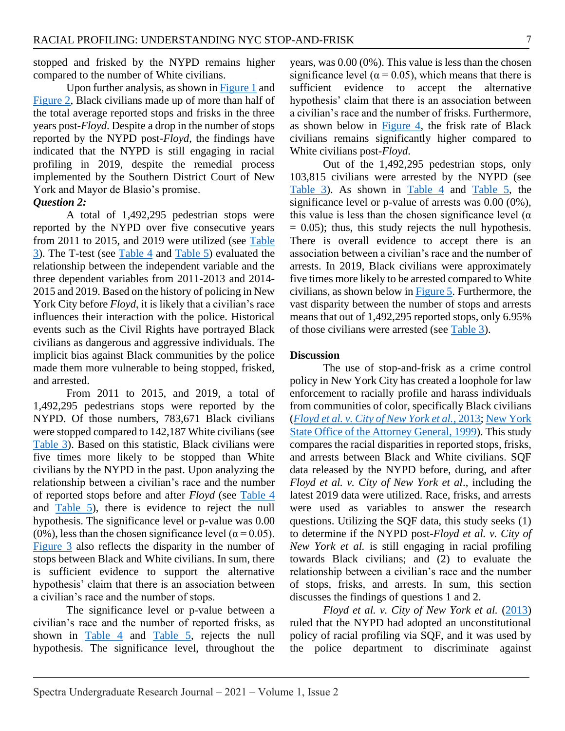stopped and frisked by the NYPD remains higher compared to the number of White civilians.

Upon further analysis, as shown in Figure 1 and Figure 2, Black civilians made up of more than half of the total average reported stops and frisks in the three years post-*Floyd*. Despite a drop in the number of stops reported by the NYPD post-*Floyd*, the findings have indicated that the NYPD is still engaging in racial profiling in 2019, despite the remedial process implemented by the Southern District Court of New York and Mayor de Blasio's promise.

***Question 2:***

A total of 1,492,295 pedestrian stops were reported by the NYPD over five consecutive years from 2011 to 2015, and 2019 were utilized (see Table 3). The T-test (see Table 4 and Table 5) evaluated the relationship between the independent variable and the three dependent variables from 2011-2013 and 2014-2015 and 2019. Based on the history of policing in New York City before *Floyd*, it is likely that a civilian's race influences their interaction with the police. Historical events such as the Civil Rights have portrayed Black civilians as dangerous and aggressive individuals. The implicit bias against Black communities by the police made them more vulnerable to being stopped, frisked, and arrested.

From 2011 to 2015, and 2019, a total of 1,492,295 pedestrians stops were reported by the NYPD. Of those numbers, 783,671 Black civilians were stopped compared to 142,187 White civilians (see Table 3). Based on this statistic, Black civilians were five times more likely to be stopped than White civilians by the NYPD in the past. Upon analyzing the relationship between a civilian's race and the number of reported stops before and after *Floyd* (see Table 4 and Table 5), there is evidence to reject the null hypothesis. The significance level or p-value was 0.00 (0%), less than the chosen significance level ($\alpha = 0.05$). Figure 3 also reflects the disparity in the number of stops between Black and White civilians. In sum, there is sufficient evidence to support the alternative hypothesis' claim that there is an association between a civilian's race and the number of stops.

The significance level or p-value between a civilian's race and the number of reported frisks, as shown in Table 4 and Table 5, rejects the null hypothesis. The significance level, throughout the years, was 0.00 (0%). This value is less than the chosen significance level ($\alpha = 0.05$), which means that there is sufficient evidence to accept the alternative hypothesis' claim that there is an association between a civilian's race and the number of frisks. Furthermore, as shown below in Figure 4, the frisk rate of Black civilians remains significantly higher compared to White civilians post-*Floyd*.

Out of the 1,492,295 pedestrian stops, only 103,815 civilians were arrested by the NYPD (see Table 3). As shown in Table 4 and Table 5, the significance level or p-value of arrests was 0.00 (0%), this value is less than the chosen significance level ($\alpha = 0.05$); thus, this study rejects the null hypothesis. There is overall evidence to accept there is an association between a civilian's race and the number of arrests. In 2019, Black civilians were approximately five times more likely to be arrested compared to White civilians, as shown below in Figure 5. Furthermore, the vast disparity between the number of stops and arrests means that out of 1,492,295 reported stops, only 6.95% of those civilians were arrested (see Table 3).

## Discussion

The use of stop-and-frisk as a crime control policy in New York City has created a loophole for law enforcement to racially profile and harass individuals from communities of color, specifically Black civilians (*Floyd et al. v. City of New York et al.*, 2013; New York State Office of the Attorney General, 1999). This study compares the racial disparities in reported stops, frisks, and arrests between Black and White civilians. SQF data released by the NYPD before, during, and after *Floyd et al. v. City of New York et al*., including the latest 2019 data were utilized. Race, frisks, and arrests were used as variables to answer the research questions. Utilizing the SQF data, this study seeks (1) to determine if the NYPD post-*Floyd et al. v. City of New York et al.* is still engaging in racial profiling towards Black civilians; and (2) to evaluate the relationship between a civilian's race and the number of stops, frisks, and arrests. In sum, this section discusses the findings of questions 1 and 2.

*Floyd et al. v. City of New York et al.* (2013) ruled that the NYPD had adopted an unconstitutional policy of racial profiling via SQF, and it was used by the police department to discriminate against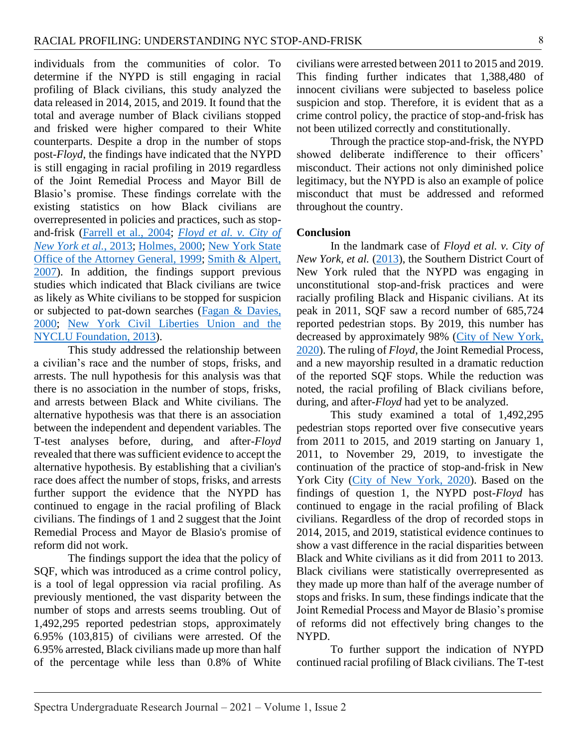individuals from the communities of color. To determine if the NYPD is still engaging in racial profiling of Black civilians, this study analyzed the data released in 2014, 2015, and 2019. It found that the total and average number of Black civilians stopped and frisked were higher compared to their White counterparts. Despite a drop in the number of stops post-*Floyd*, the findings have indicated that the NYPD is still engaging in racial profiling in 2019 regardless of the Joint Remedial Process and Mayor Bill de Blasio's promise. These findings correlate with the existing statistics on how Black civilians are overrepresented in policies and practices, such as stop-and-frisk (Farrell et al., 2004; *Floyd et al. v. City of New York et al.*, 2013; Holmes, 2000; New York State Office of the Attorney General, 1999; Smith & Alpert, 2007). In addition, the findings support previous studies which indicated that Black civilians are twice as likely as White civilians to be stopped for suspicion or subjected to pat-down searches (Fagan & Davies, 2000; New York Civil Liberties Union and the NYCLU Foundation, 2013).

This study addressed the relationship between a civilian's race and the number of stops, frisks, and arrests. The null hypothesis for this analysis was that there is no association in the number of stops, frisks, and arrests between Black and White civilians. The alternative hypothesis was that there is an association between the independent and dependent variables. The T-test analyses before, during, and after-*Floyd* revealed that there was sufficient evidence to accept the alternative hypothesis. By establishing that a civilian's race does affect the number of stops, frisks, and arrests further support the evidence that the NYPD has continued to engage in the racial profiling of Black civilians. The findings of 1 and 2 suggest that the Joint Remedial Process and Mayor de Blasio's promise of reform did not work.

The findings support the idea that the policy of SQF, which was introduced as a crime control policy, is a tool of legal oppression via racial profiling. As previously mentioned, the vast disparity between the number of stops and arrests seems troubling. Out of 1,492,295 reported pedestrian stops, approximately 6.95% (103,815) of civilians were arrested. Of the 6.95% arrested, Black civilians made up more than half of the percentage while less than 0.8% of White civilians were arrested between 2011 to 2015 and 2019. This finding further indicates that 1,388,480 of innocent civilians were subjected to baseless police suspicion and stop. Therefore, it is evident that as a crime control policy, the practice of stop-and-frisk has not been utilized correctly and constitutionally.

Through the practice stop-and-frisk, the NYPD showed deliberate indifference to their officers' misconduct. Their actions not only diminished police legitimacy, but the NYPD is also an example of police misconduct that must be addressed and reformed throughout the country.

## Conclusion

In the landmark case of *Floyd et al. v. City of New York, et al.* (2013), the Southern District Court of New York ruled that the NYPD was engaging in unconstitutional stop-and-frisk practices and were racially profiling Black and Hispanic civilians. At its peak in 2011, SQF saw a record number of 685,724 reported pedestrian stops. By 2019, this number has decreased by approximately 98% (City of New York, 2020). The ruling of *Floyd*, the Joint Remedial Process, and a new mayorship resulted in a dramatic reduction of the reported SQF stops. While the reduction was noted, the racial profiling of Black civilians before, during, and after-*Floyd* had yet to be analyzed.

This study examined a total of 1,492,295 pedestrian stops reported over five consecutive years from 2011 to 2015, and 2019 starting on January 1, 2011, to November 29, 2019, to investigate the continuation of the practice of stop-and-frisk in New York City (City of New York, 2020). Based on the findings of question 1, the NYPD post-*Floyd* has continued to engage in the racial profiling of Black civilians. Regardless of the drop of recorded stops in 2014, 2015, and 2019, statistical evidence continues to show a vast difference in the racial disparities between Black and White civilians as it did from 2011 to 2013. Black civilians were statistically overrepresented as they made up more than half of the average number of stops and frisks. In sum, these findings indicate that the Joint Remedial Process and Mayor de Blasio's promise of reforms did not effectively bring changes to the NYPD.

To further support the indication of NYPD continued racial profiling of Black civilians. The T-test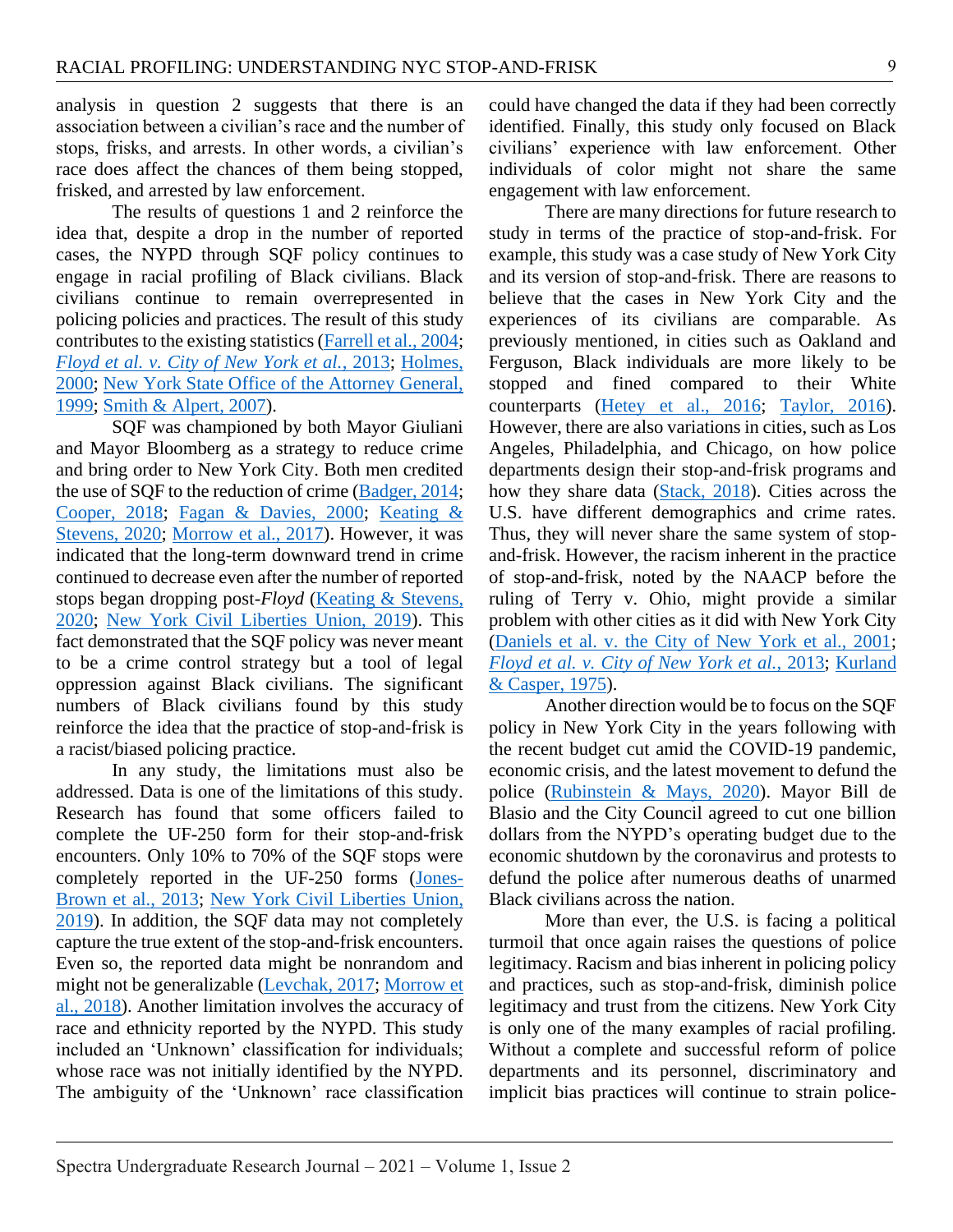analysis in question 2 suggests that there is an association between a civilian's race and the number of stops, frisks, and arrests. In other words, a civilian's race does affect the chances of them being stopped, frisked, and arrested by law enforcement.

The results of questions 1 and 2 reinforce the idea that, despite a drop in the number of reported cases, the NYPD through SQF policy continues to engage in racial profiling of Black civilians. Black civilians continue to remain overrepresented in policing policies and practices. The result of this study contributes to the existing statistics (Farrell et al., 2004; *Floyd et al. v. City of New York et al.*, 2013; Holmes, 2000; New York State Office of the Attorney General, 1999; Smith & Alpert, 2007).

SQF was championed by both Mayor Giuliani and Mayor Bloomberg as a strategy to reduce crime and bring order to New York City. Both men credited the use of SQF to the reduction of crime (Badger, 2014; Cooper, 2018; Fagan & Davies, 2000; Keating & Stevens, 2020; Morrow et al., 2017). However, it was indicated that the long-term downward trend in crime continued to decrease even after the number of reported stops began dropping post-*Floyd* (Keating & Stevens, 2020; New York Civil Liberties Union, 2019). This fact demonstrated that the SQF policy was never meant to be a crime control strategy but a tool of legal oppression against Black civilians. The significant numbers of Black civilians found by this study reinforce the idea that the practice of stop-and-frisk is a racist/biased policing practice.

In any study, the limitations must also be addressed. Data is one of the limitations of this study. Research has found that some officers failed to complete the UF-250 form for their stop-and-frisk encounters. Only 10% to 70% of the SQF stops were completely reported in the UF-250 forms (Jones-Brown et al., 2013; New York Civil Liberties Union, 2019). In addition, the SQF data may not completely capture the true extent of the stop-and-frisk encounters. Even so, the reported data might be nonrandom and might not be generalizable (Levchak, 2017; Morrow et al., 2018). Another limitation involves the accuracy of race and ethnicity reported by the NYPD. This study included an 'Unknown' classification for individuals; whose race was not initially identified by the NYPD. The ambiguity of the 'Unknown' race classification could have changed the data if they had been correctly identified. Finally, this study only focused on Black civilians' experience with law enforcement. Other individuals of color might not share the same engagement with law enforcement.

There are many directions for future research to study in terms of the practice of stop-and-frisk. For example, this study was a case study of New York City and its version of stop-and-frisk. There are reasons to believe that the cases in New York City and the experiences of its civilians are comparable. As previously mentioned, in cities such as Oakland and Ferguson, Black individuals are more likely to be stopped and fined compared to their White counterparts (Hetey et al., 2016; Taylor, 2016). However, there are also variations in cities, such as Los Angeles, Philadelphia, and Chicago, on how police departments design their stop-and-frisk programs and how they share data (Stack, 2018). Cities across the U.S. have different demographics and crime rates. Thus, they will never share the same system of stop-and-frisk. However, the racism inherent in the practice of stop-and-frisk, noted by the NAACP before the ruling of Terry v. Ohio, might provide a similar problem with other cities as it did with New York City (Daniels et al. v. the City of New York et al., 2001; *Floyd et al. v. City of New York et al.*, 2013; Kurland & Casper, 1975).

Another direction would be to focus on the SQF policy in New York City in the years following with the recent budget cut amid the COVID-19 pandemic, economic crisis, and the latest movement to defund the police (Rubinstein & Mays, 2020). Mayor Bill de Blasio and the City Council agreed to cut one billion dollars from the NYPD's operating budget due to the economic shutdown by the coronavirus and protests to defund the police after numerous deaths of unarmed Black civilians across the nation.

More than ever, the U.S. is facing a political turmoil that once again raises the questions of police legitimacy. Racism and bias inherent in policing policy and practices, such as stop-and-frisk, diminish police legitimacy and trust from the citizens. New York City is only one of the many examples of racial profiling. Without a complete and successful reform of police departments and its personnel, discriminatory and implicit bias practices will continue to strain police-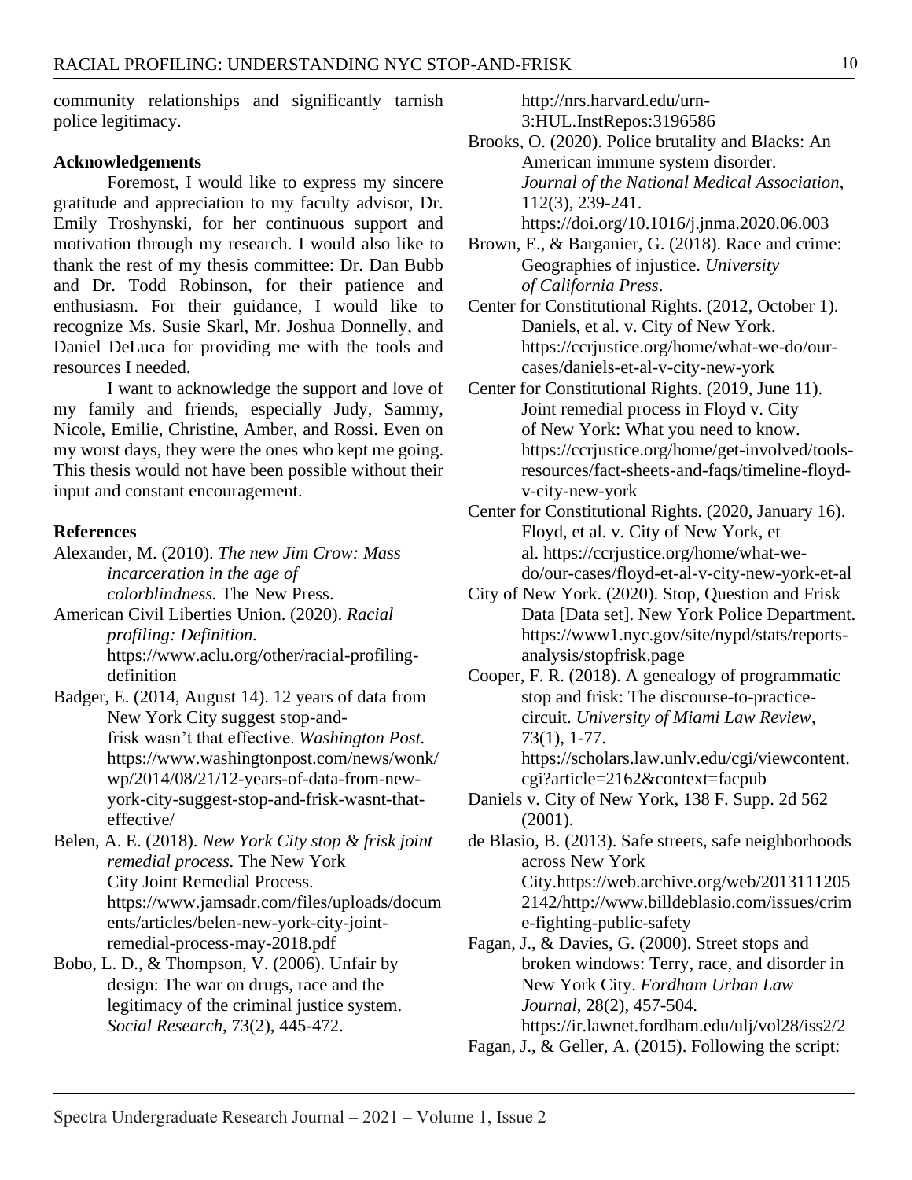community relationships and significantly tarnish police legitimacy.

**Acknowledgements**

Foremost, I would like to express my sincere gratitude and appreciation to my faculty advisor, Dr. Emily Troshynski, for her continuous support and motivation through my research. I would also like to thank the rest of my thesis committee: Dr. Dan Bubb and Dr. Todd Robinson, for their patience and enthusiasm. For their guidance, I would like to recognize Ms. Susie Skarl, Mr. Joshua Donnelly, and Daniel DeLuca for providing me with the tools and resources I needed.

I want to acknowledge the support and love of my family and friends, especially Judy, Sammy, Nicole, Emilie, Christine, Amber, and Rossi. Even on my worst days, they were the ones who kept me going. This thesis would not have been possible without their input and constant encouragement.

**References**

Alexander, M. (2010). *The new Jim Crow: Mass incarceration in the age of colorblindness.* The New Press.

American Civil Liberties Union. (2020). *Racial profiling: Definition.* https://www.aclu.org/other/racial-profiling-definition

Badger, E. (2014, August 14). 12 years of data from New York City suggest stop-and-frisk wasn't that effective. *Washington Post.* https://www.washingtonpost.com/news/wonk/wp/2014/08/21/12-years-of-data-from-new-york-city-suggest-stop-and-frisk-wasnt-that-effective/

Belen, A. E. (2018). *New York City stop & frisk joint remedial process.* The New York City Joint Remedial Process. https://www.jamsadr.com/files/uploads/documents/articles/belen-new-york-city-joint-remedial-process-may-2018.pdf

Bobo, L. D., & Thompson, V. (2006). Unfair by design: The war on drugs, race and the legitimacy of the criminal justice system. *Social Research*, 73(2), 445-472. http://nrs.harvard.edu/urn-3:HUL.InstRepos:3196586

Brooks, O. (2020). Police brutality and Blacks: An American immune system disorder. *Journal of the National Medical Association*, 112(3), 239-241. https://doi.org/10.1016/j.jnma.2020.06.003

Brown, E., & Barganier, G. (2018). Race and crime: Geographies of injustice. *University of California Press*.

Center for Constitutional Rights. (2012, October 1). Daniels, et al. v. City of New York. https://ccrjustice.org/home/what-we-do/our-cases/daniels-et-al-v-city-new-york

Center for Constitutional Rights. (2019, June 11). Joint remedial process in Floyd v. City of New York: What you need to know. https://ccrjustice.org/home/get-involved/tools-resources/fact-sheets-and-faqs/timeline-floyd-v-city-new-york

Center for Constitutional Rights. (2020, January 16). Floyd, et al. v. City of New York, et al. https://ccrjustice.org/home/what-we-do/our-cases/floyd-et-al-v-city-new-york-et-al

City of New York. (2020). Stop, Question and Frisk Data [Data set]. New York Police Department. https://www1.nyc.gov/site/nypd/stats/reports-analysis/stopfrisk.page

Cooper, F. R. (2018). A genealogy of programmatic stop and frisk: The discourse-to-practice-circuit. *University of Miami Law Review*, 73(1), 1-77. https://scholars.law.unlv.edu/cgi/viewcontent.cgi?article=2162&context=facpub

Daniels v. City of New York, 138 F. Supp. 2d 562 (2001).

de Blasio, B. (2013). Safe streets, safe neighborhoods across New York City.https://web.archive.org/web/20131112052142/http://www.billdeblasio.com/issues/crime-fighting-public-safety

Fagan, J., & Davies, G. (2000). Street stops and broken windows: Terry, race, and disorder in New York City. *Fordham Urban Law Journal*, 28(2), 457-504. https://ir.lawnet.fordham.edu/ulj/vol28/iss2/2

Fagan, J., & Geller, A. (2015). Following the script: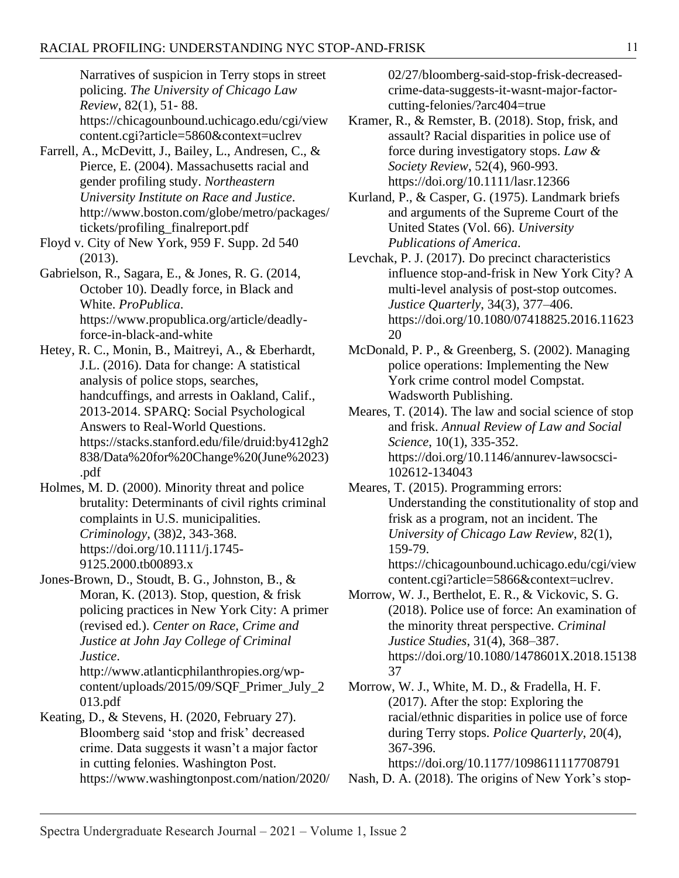Narratives of suspicion in Terry stops in street policing. *The University of Chicago Law Review*, 82(1), 51- 88. https://chicagounbound.uchicago.edu/cgi/viewcontent.cgi?article=5860&context=uclrev

Farrell, A., McDevitt, J., Bailey, L., Andresen, C., & Pierce, E. (2004). Massachusetts racial and gender profiling study. *Northeastern University Institute on Race and Justice*. http://www.boston.com/globe/metro/packages/tickets/profiling_finalreport.pdf

Floyd v. City of New York, 959 F. Supp. 2d 540 (2013).

Gabrielson, R., Sagara, E., & Jones, R. G. (2014, October 10). Deadly force, in Black and White. *ProPublica*. https://www.propublica.org/article/deadly-force-in-black-and-white

Hetey, R. C., Monin, B., Maitreyi, A., & Eberhardt, J.L. (2016). Data for change: A statistical analysis of police stops, searches, handcuffings, and arrests in Oakland, Calif., 2013-2014. SPARQ: Social Psychological Answers to Real-World Questions. https://stacks.stanford.edu/file/druid:by412gh2838/Data%20for%20Change%20(June%2023).pdf

Holmes, M. D. (2000). Minority threat and police brutality: Determinants of civil rights criminal complaints in U.S. municipalities. *Criminology*, (38)2, 343-368. https://doi.org/10.1111/j.1745-9125.2000.tb00893.x

Jones-Brown, D., Stoudt, B. G., Johnston, B., & Moran, K. (2013). Stop, question, & frisk policing practices in New York City: A primer (revised ed.). *Center on Race, Crime and Justice at John Jay College of Criminal Justice*. http://www.atlanticphilanthropies.org/wp-content/uploads/2015/09/SQF_Primer_July_2013.pdf

Keating, D., & Stevens, H. (2020, February 27). Bloomberg said 'stop and frisk' decreased crime. Data suggests it wasn't a major factor in cutting felonies. Washington Post. https://www.washingtonpost.com/nation/2020/02/27/bloomberg-said-stop-frisk-decreased-crime-data-suggests-it-wasnt-major-factor-cutting-felonies/?arc404=true

Kramer, R., & Remster, B. (2018). Stop, frisk, and assault? Racial disparities in police use of force during investigatory stops. *Law & Society Review*, 52(4), 960-993. https://doi.org/10.1111/lasr.12366

Kurland, P., & Casper, G. (1975). Landmark briefs and arguments of the Supreme Court of the United States (Vol. 66). *University Publications of America*.

Levchak, P. J. (2017). Do precinct characteristics influence stop-and-frisk in New York City? A multi-level analysis of post-stop outcomes. *Justice Quarterly*, 34(3), 377–406. https://doi.org/10.1080/07418825.2016.1162320

McDonald, P. P., & Greenberg, S. (2002). Managing police operations: Implementing the New York crime control model Compstat. Wadsworth Publishing.

Meares, T. (2014). The law and social science of stop and frisk. *Annual Review of Law and Social Science*, 10(1), 335-352. https://doi.org/10.1146/annurev-lawsocsci-102612-134043

Meares, T. (2015). Programming errors: Understanding the constitutionality of stop and frisk as a program, not an incident. The *University of Chicago Law Review*, 82(1), 159-79. https://chicagounbound.uchicago.edu/cgi/viewcontent.cgi?article=5866&context=uclrev.

Morrow, W. J., Berthelot, E. R., & Vickovic, S. G. (2018). Police use of force: An examination of the minority threat perspective. *Criminal Justice Studies*, 31(4), 368–387. https://doi.org/10.1080/1478601X.2018.1513837

Morrow, W. J., White, M. D., & Fradella, H. F. (2017). After the stop: Exploring the racial/ethnic disparities in police use of force during Terry stops. *Police Quarterly*, 20(4), 367-396. https://doi.org/10.1177/1098611117708791

Nash, D. A. (2018). The origins of New York's stop-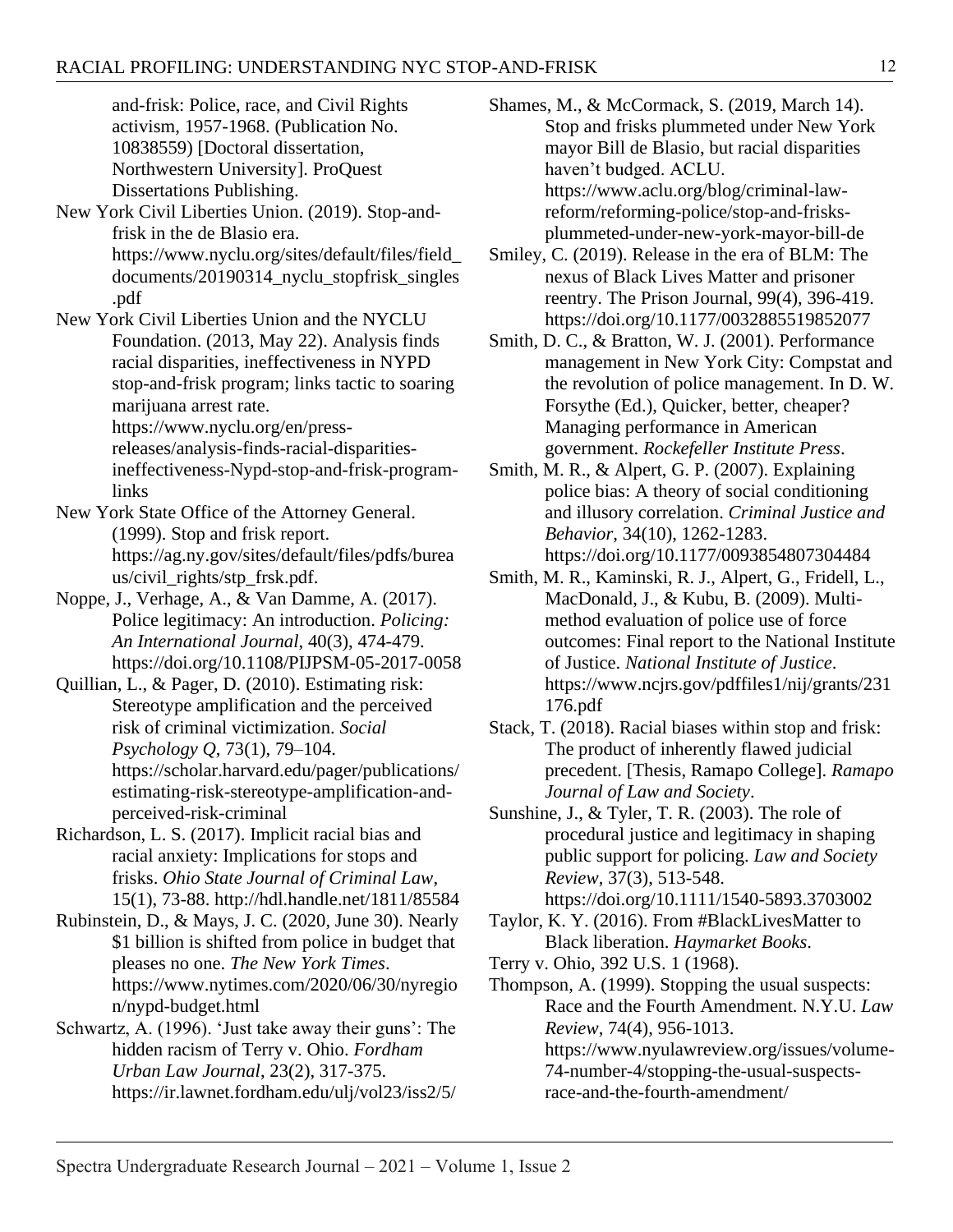and-frisk: Police, race, and Civil Rights activism, 1957-1968. (Publication No. 10838559) [Doctoral dissertation, Northwestern University]. ProQuest Dissertations Publishing.

New York Civil Liberties Union. (2019). Stop-and-frisk in the de Blasio era. https://www.nyclu.org/sites/default/files/field_documents/20190314_nyclu_stopfrisk_singles.pdf

New York Civil Liberties Union and the NYCLU Foundation. (2013, May 22). Analysis finds racial disparities, ineffectiveness in NYPD stop-and-frisk program; links tactic to soaring marijuana arrest rate. https://www.nyclu.org/en/press-releases/analysis-finds-racial-disparities-ineffectiveness-Nypd-stop-and-frisk-program-links

New York State Office of the Attorney General. (1999). Stop and frisk report. https://ag.ny.gov/sites/default/files/pdfs/bureaus/civil_rights/stp_frsk.pdf.

Noppe, J., Verhage, A., & Van Damme, A. (2017). Police legitimacy: An introduction. *Policing: An International Journal*, 40(3), 474-479. https://doi.org/10.1108/PIJPSM-05-2017-0058

Quillian, L., & Pager, D. (2010). Estimating risk: Stereotype amplification and the perceived risk of criminal victimization. *Social Psychology Q*, 73(1), 79–104. https://scholar.harvard.edu/pager/publications/estimating-risk-stereotype-amplification-and-perceived-risk-criminal

Richardson, L. S. (2017). Implicit racial bias and racial anxiety: Implications for stops and frisks. *Ohio State Journal of Criminal Law*, 15(1), 73-88. http://hdl.handle.net/1811/85584

Rubinstein, D., & Mays, J. C. (2020, June 30). Nearly $1 billion is shifted from police in budget that pleases no one. *The New York Times*. https://www.nytimes.com/2020/06/30/nyregion/nypd-budget.html

Schwartz, A. (1996). 'Just take away their guns': The hidden racism of Terry v. Ohio. *Fordham Urban Law Journal*, 23(2), 317-375. https://ir.lawnet.fordham.edu/ulj/vol23/iss2/5/

Shames, M., & McCormack, S. (2019, March 14). Stop and frisks plummeted under New York mayor Bill de Blasio, but racial disparities haven't budged. ACLU. https://www.aclu.org/blog/criminal-law-reform/reforming-police/stop-and-frisks-plummeted-under-new-york-mayor-bill-de

Smiley, C. (2019). Release in the era of BLM: The nexus of Black Lives Matter and prisoner reentry. The Prison Journal, 99(4), 396-419. https://doi.org/10.1177/0032885519852077

Smith, D. C., & Bratton, W. J. (2001). Performance management in New York City: Compstat and the revolution of police management. In D. W. Forsythe (Ed.), Quicker, better, cheaper? Managing performance in American government. *Rockefeller Institute Press*.

Smith, M. R., & Alpert, G. P. (2007). Explaining police bias: A theory of social conditioning and illusory correlation. *Criminal Justice and Behavior*, 34(10), 1262-1283. https://doi.org/10.1177/0093854807304484

Smith, M. R., Kaminski, R. J., Alpert, G., Fridell, L., MacDonald, J., & Kubu, B. (2009). Multi-method evaluation of police use of force outcomes: Final report to the National Institute of Justice. *National Institute of Justice*. https://www.ncjrs.gov/pdffiles1/nij/grants/231176.pdf

Stack, T. (2018). Racial biases within stop and frisk: The product of inherently flawed judicial precedent. [Thesis, Ramapo College]. *Ramapo Journal of Law and Society*.

Sunshine, J., & Tyler, T. R. (2003). The role of procedural justice and legitimacy in shaping public support for policing. *Law and Society Review*, 37(3), 513-548. https://doi.org/10.1111/1540-5893.3703002

Taylor, K. Y. (2016). From #BlackLivesMatter to Black liberation. *Haymarket Books*.

Terry v. Ohio, 392 U.S. 1 (1968).

Thompson, A. (1999). Stopping the usual suspects: Race and the Fourth Amendment. N.Y.U. *Law Review*, 74(4), 956-1013. https://www.nyulawreview.org/issues/volume-74-number-4/stopping-the-usual-suspects-race-and-the-fourth-amendment/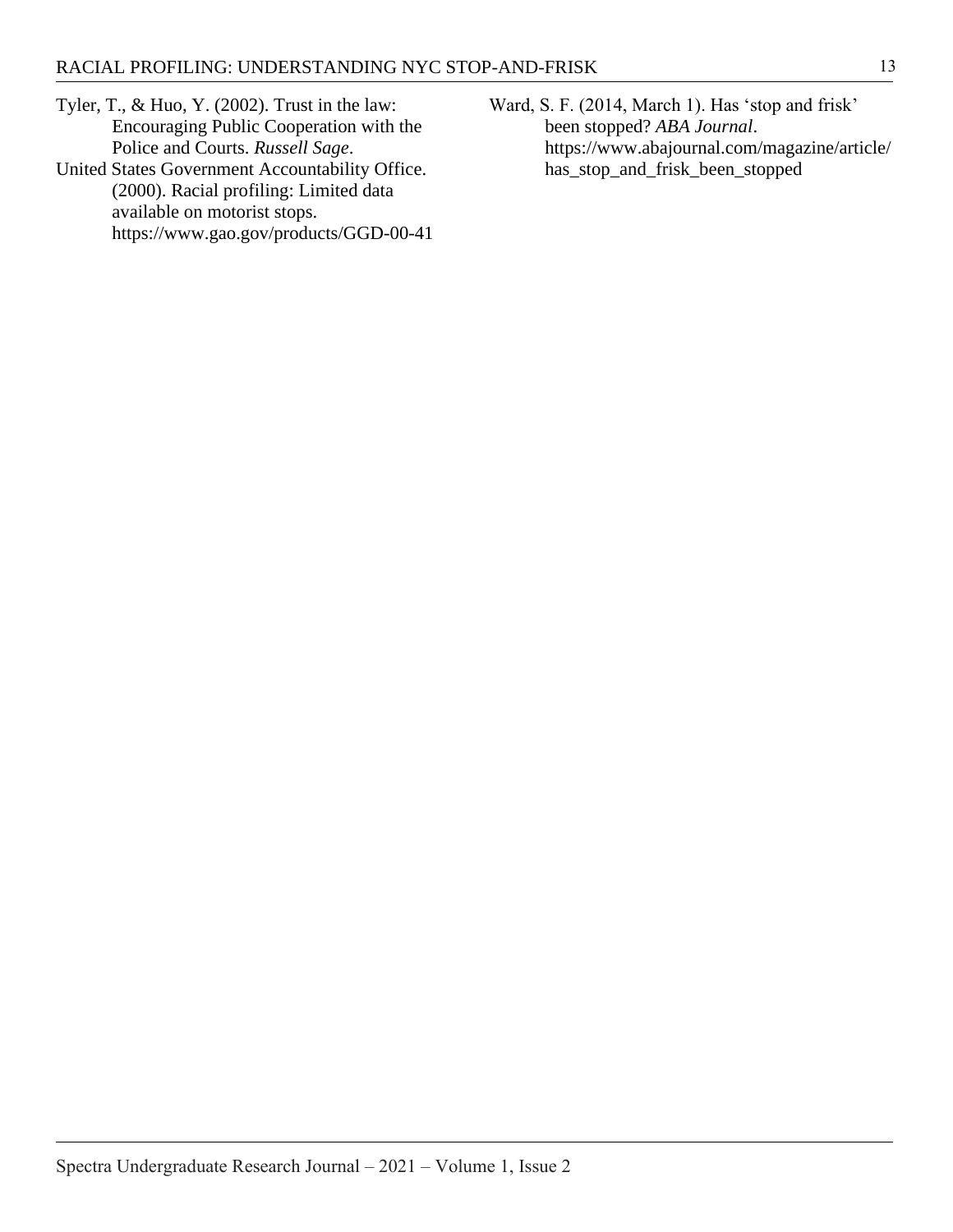Tyler, T., & Huo, Y. (2002). Trust in the law: Encouraging Public Cooperation with the Police and Courts. *Russell Sage*.

United States Government Accountability Office. (2000). Racial profiling: Limited data available on motorist stops. https://www.gao.gov/products/GGD-00-41

Ward, S. F. (2014, March 1). Has 'stop and frisk' been stopped? *ABA Journal*. https://www.abajournal.com/magazine/article/has_stop_and_frisk_been_stopped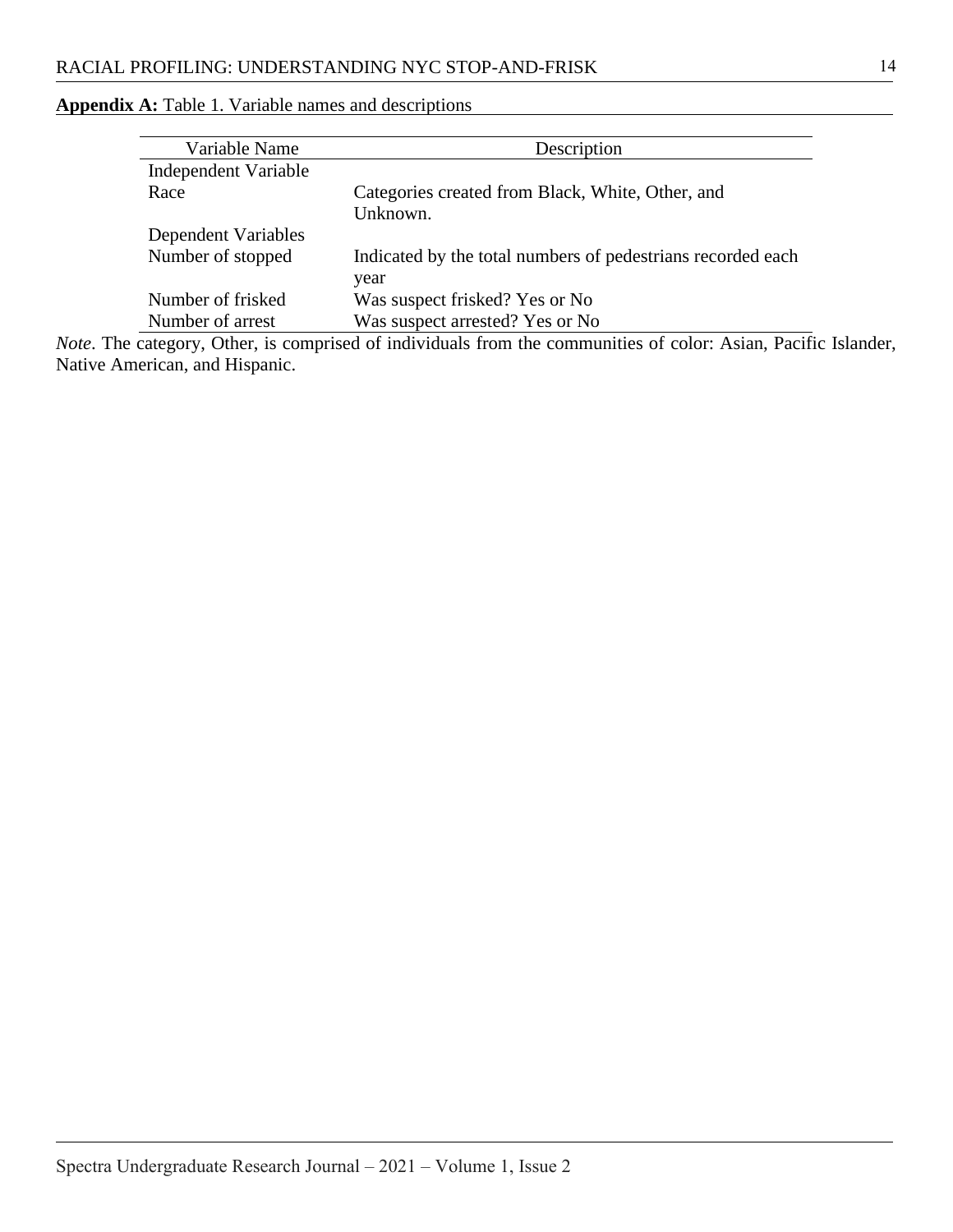**Appendix A:** Table 1. Variable names and descriptions

| Variable Name | Description |
| --- | --- |
| Independent Variable | |
| Race | Categories created from Black, White, Other, and Unknown. |
| Dependent Variables | |
| Number of stopped | Indicated by the total numbers of pedestrians recorded each year |
| Number of frisked | Was suspect frisked? Yes or No |
| Number of arrest | Was suspect arrested? Yes or No |

*Note*. The category, Other, is comprised of individuals from the communities of color: Asian, Pacific Islander, Native American, and Hispanic.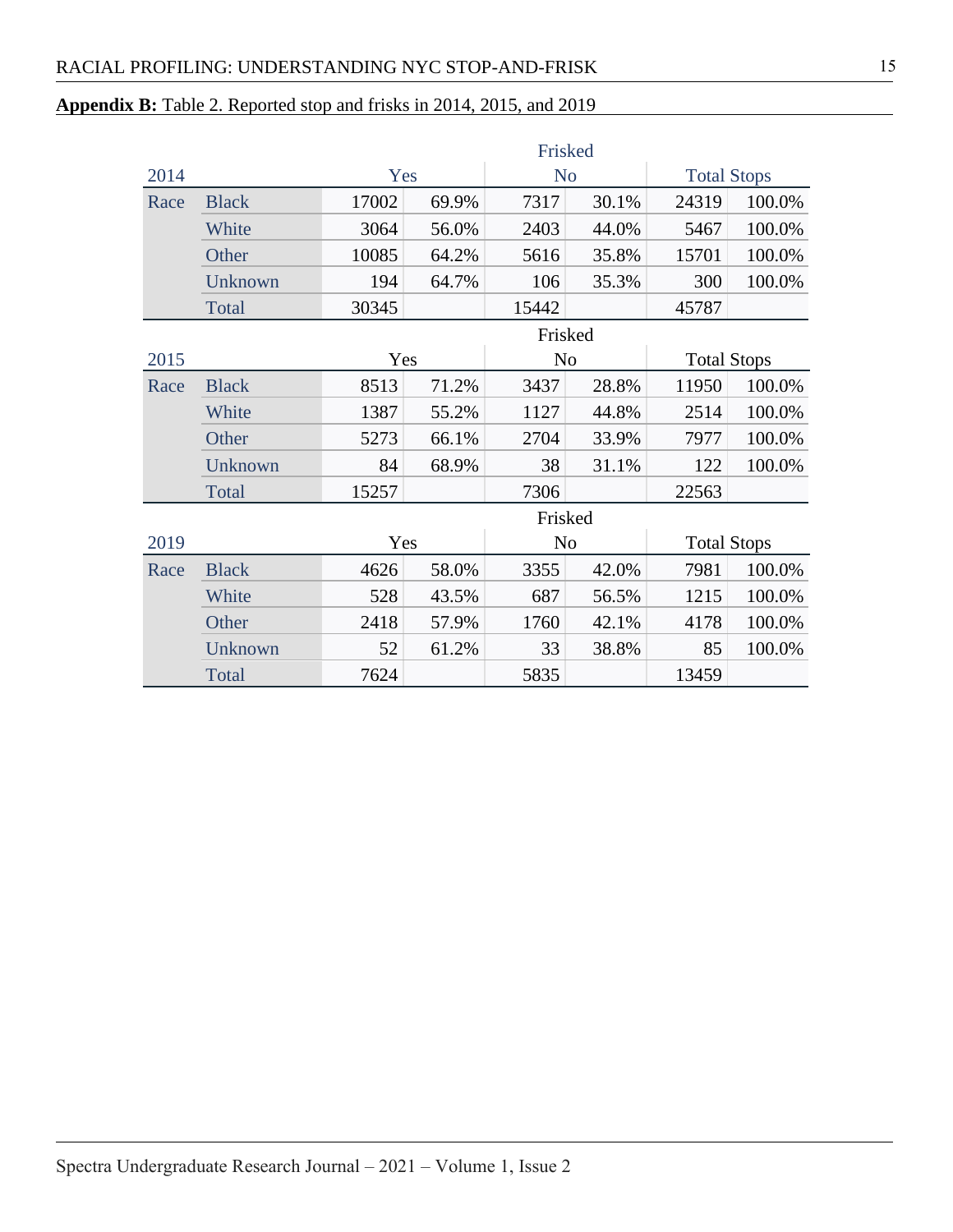**Appendix B:** Table 2. Reported stop and frisks in 2014, 2015, and 2019

| | | Frisked | | | | | |
|---|---|---|---|---|---|---|---|
| 2014 | | Yes | | No | | Total Stops | |
| Race | Black | 17002 | 69.9% | 7317 | 30.1% | 24319 | 100.0% |
| | White | 3064 | 56.0% | 2403 | 44.0% | 5467 | 100.0% |
| | Other | 10085 | 64.2% | 5616 | 35.8% | 15701 | 100.0% |
| | Unknown | 194 | 64.7% | 106 | 35.3% | 300 | 100.0% |
| | Total | 30345 | | 15442 | | 45787 | |

| | | Frisked | | | | | |
|---|---|---|---|---|---|---|---|
| 2015 | | Yes | | No | | Total Stops | |
| Race | Black | 8513 | 71.2% | 3437 | 28.8% | 11950 | 100.0% |
| | White | 1387 | 55.2% | 1127 | 44.8% | 2514 | 100.0% |
| | Other | 5273 | 66.1% | 2704 | 33.9% | 7977 | 100.0% |
| | Unknown | 84 | 68.9% | 38 | 31.1% | 122 | 100.0% |
| | Total | 15257 | | 7306 | | 22563 | |

| | | Frisked | | | | | |
|---|---|---|---|---|---|---|---|
| 2019 | | Yes | | No | | Total Stops | |
| Race | Black | 4626 | 58.0% | 3355 | 42.0% | 7981 | 100.0% |
| | White | 528 | 43.5% | 687 | 56.5% | 1215 | 100.0% |
| | Other | 2418 | 57.9% | 1760 | 42.1% | 4178 | 100.0% |
| | Unknown | 52 | 61.2% | 33 | 38.8% | 85 | 100.0% |
| | Total | 7624 | | 5835 | | 13459 | |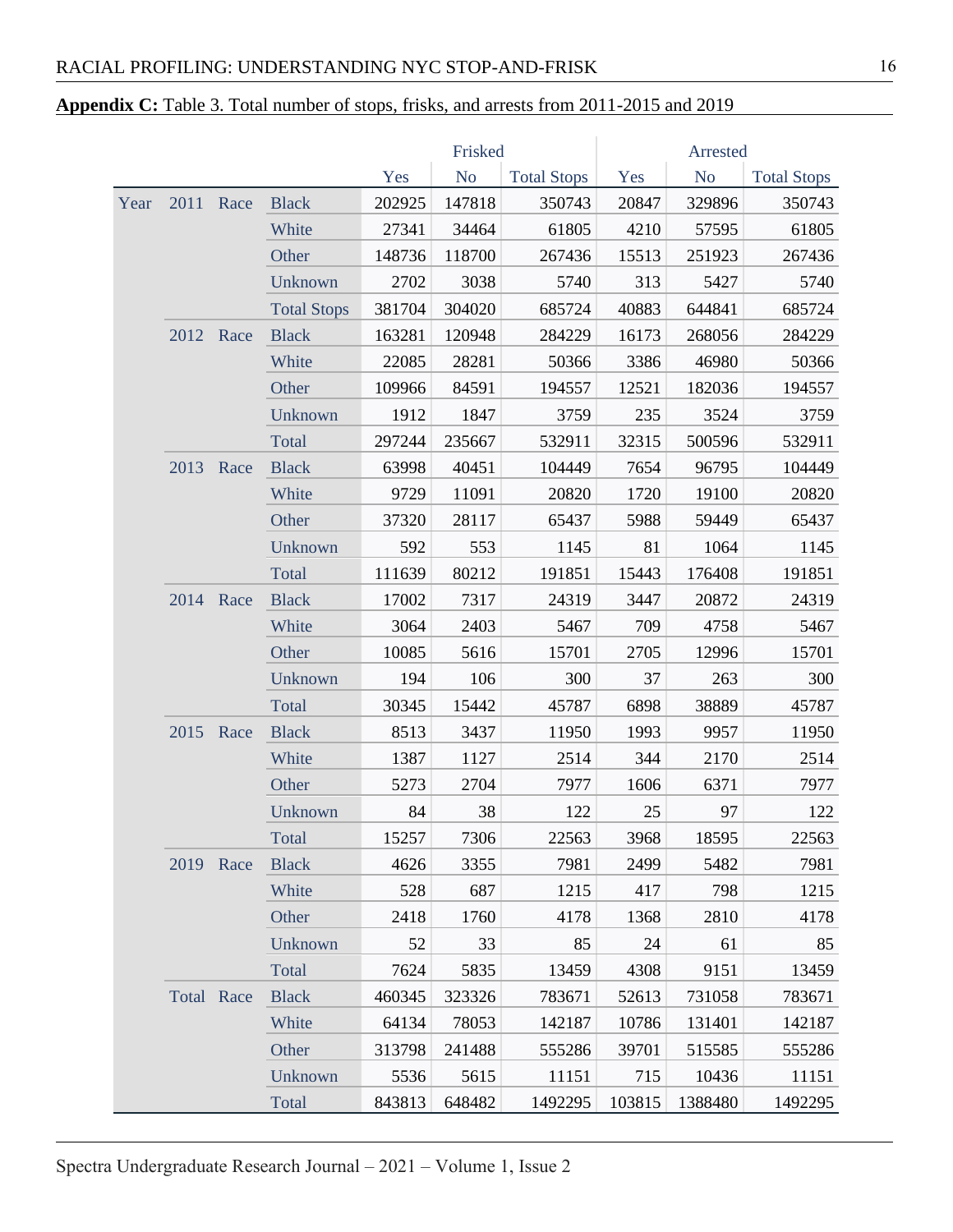**Appendix C:** Table 3. Total number of stops, frisks, and arrests from 2011-2015 and 2019

| | | | | Frisked | | | Arrested | | |
|---|---|---|---|---|---|---|---|---|---|
| | | | | Yes | No | Total Stops | Yes | No | Total Stops |
| Year | 2011 | Race | Black | 202925 | 147818 | 350743 | 20847 | 329896 | 350743 |
| | | | White | 27341 | 34464 | 61805 | 4210 | 57595 | 61805 |
| | | | Other | 148736 | 118700 | 267436 | 15513 | 251923 | 267436 |
| | | | Unknown | 2702 | 3038 | 5740 | 313 | 5427 | 5740 |
| | | | Total Stops | 381704 | 304020 | 685724 | 40883 | 644841 | 685724 |
| | 2012 | Race | Black | 163281 | 120948 | 284229 | 16173 | 268056 | 284229 |
| | | | White | 22085 | 28281 | 50366 | 3386 | 46980 | 50366 |
| | | | Other | 109966 | 84591 | 194557 | 12521 | 182036 | 194557 |
| | | | Unknown | 1912 | 1847 | 3759 | 235 | 3524 | 3759 |
| | | | Total | 297244 | 235667 | 532911 | 32315 | 500596 | 532911 |
| | 2013 | Race | Black | 63998 | 40451 | 104449 | 7654 | 96795 | 104449 |
| | | | White | 9729 | 11091 | 20820 | 1720 | 19100 | 20820 |
| | | | Other | 37320 | 28117 | 65437 | 5988 | 59449 | 65437 |
| | | | Unknown | 592 | 553 | 1145 | 81 | 1064 | 1145 |
| | | | Total | 111639 | 80212 | 191851 | 15443 | 176408 | 191851 |
| | 2014 | Race | Black | 17002 | 7317 | 24319 | 3447 | 20872 | 24319 |
| | | | White | 3064 | 2403 | 5467 | 709 | 4758 | 5467 |
| | | | Other | 10085 | 5616 | 15701 | 2705 | 12996 | 15701 |
| | | | Unknown | 194 | 106 | 300 | 37 | 263 | 300 |
| | | | Total | 30345 | 15442 | 45787 | 6898 | 38889 | 45787 |
| | 2015 | Race | Black | 8513 | 3437 | 11950 | 1993 | 9957 | 11950 |
| | | | White | 1387 | 1127 | 2514 | 344 | 2170 | 2514 |
| | | | Other | 5273 | 2704 | 7977 | 1606 | 6371 | 7977 |
| | | | Unknown | 84 | 38 | 122 | 25 | 97 | 122 |
| | | | Total | 15257 | 7306 | 22563 | 3968 | 18595 | 22563 |
| | 2019 | Race | Black | 4626 | 3355 | 7981 | 2499 | 5482 | 7981 |
| | | | White | 528 | 687 | 1215 | 417 | 798 | 1215 |
| | | | Other | 2418 | 1760 | 4178 | 1368 | 2810 | 4178 |
| | | | Unknown | 52 | 33 | 85 | 24 | 61 | 85 |
| | | | Total | 7624 | 5835 | 13459 | 4308 | 9151 | 13459 |
| | Total | Race | Black | 460345 | 323326 | 783671 | 52613 | 731058 | 783671 |
| | | | White | 64134 | 78053 | 142187 | 10786 | 131401 | 142187 |
| | | | Other | 313798 | 241488 | 555286 | 39701 | 515585 | 555286 |
| | | | Unknown | 5536 | 5615 | 11151 | 715 | 10436 | 11151 |
| | | | Total | 843813 | 648482 | 1492295 | 103815 | 1388480 | 1492295 |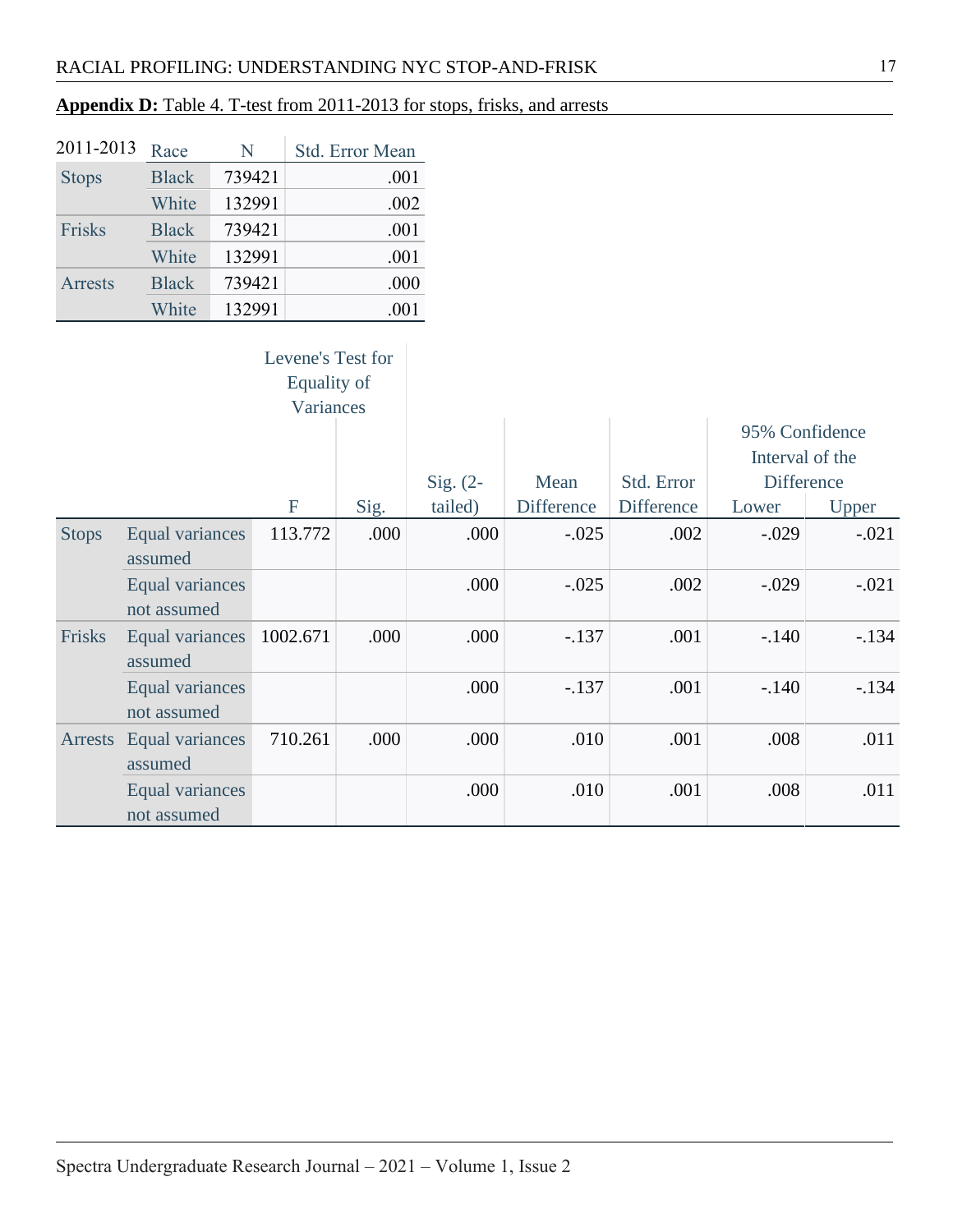**Appendix D:** Table 4. T-test from 2011-2013 for stops, frisks, and arrests

| 2011-2013 | Race | N | Std. Error Mean |
|---|---|---|---|
| Stops | Black | 739421 | .001 |
| | White | 132991 | .002 |
| Frisks | Black | 739421 | .001 |
| | White | 132991 | .001 |
| Arrests | Black | 739421 | .000 |
| | White | 132991 | .001 |

| | | Levene's Test for Equality of Variances | | | | | 95% Confidence Interval of the Difference | |
|---|---|---|---|---|---|---|---|---|
| | | F | Sig. | Sig. (2-tailed) | Mean Difference | Std. Error Difference | Lower | Upper |
| Stops | Equal variances assumed | 113.772 | .000 | .000 | -.025 | .002 | -.029 | -.021 |
| | Equal variances not assumed | | | .000 | -.025 | .002 | -.029 | -.021 |
| Frisks | Equal variances assumed | 1002.671 | .000 | .000 | -.137 | .001 | -.140 | -.134 |
| | Equal variances not assumed | | | .000 | -.137 | .001 | -.140 | -.134 |
| Arrests | Equal variances assumed | 710.261 | .000 | .000 | .010 | .001 | .008 | .011 |
| | Equal variances not assumed | | | .000 | .010 | .001 | .008 | .011 |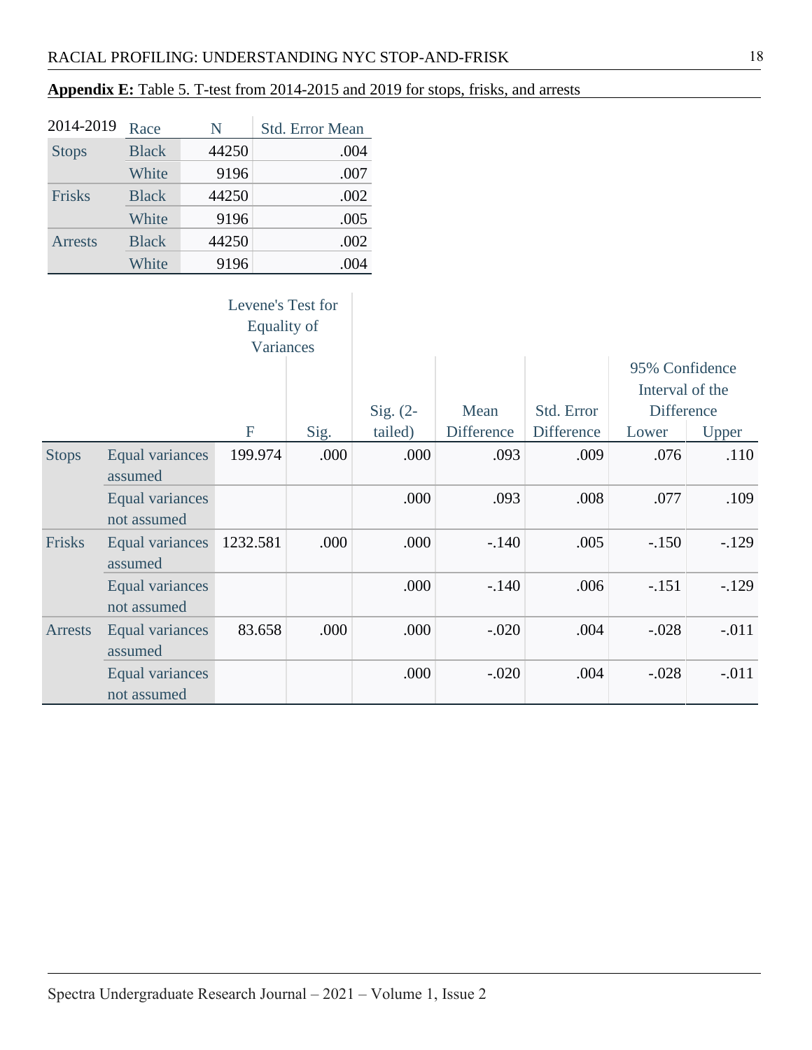**Appendix E:** Table 5. T-test from 2014-2015 and 2019 for stops, frisks, and arrests

| 2014-2019 | Race | N | Std. Error Mean |
|---|---|---|---|
| Stops | Black | 44250 | .004 |
| | White | 9196 | .007 |
| Frisks | Black | 44250 | .002 |
| | White | 9196 | .005 |
| Arrests | Black | 44250 | .002 |
| | White | 9196 | .004 |

| | | Levene's Test for Equality of Variances | | | | | 95% Confidence Interval of the Difference | |
|---|---|---|---|---|---|---|---|---|
| | | F | Sig. | Sig. (2-tailed) | Mean Difference | Std. Error Difference | Lower | Upper |
| Stops | Equal variances assumed | 199.974 | .000 | .000 | .093 | .009 | .076 | .110 |
| | Equal variances not assumed | | | .000 | .093 | .008 | .077 | .109 |
| Frisks | Equal variances assumed | 1232.581 | .000 | .000 | -.140 | .005 | -.150 | -.129 |
| | Equal variances not assumed | | | .000 | -.140 | .006 | -.151 | -.129 |
| Arrests | Equal variances assumed | 83.658 | .000 | .000 | -.020 | .004 | -.028 | -.011 |
| | Equal variances not assumed | | | .000 | -.020 | .004 | -.028 | -.011 |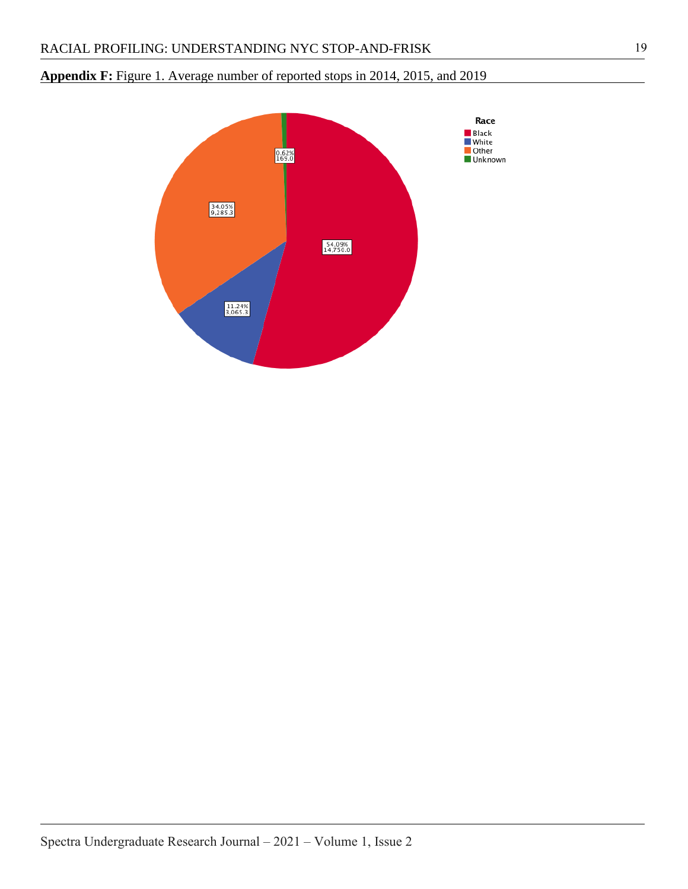**Appendix F:** Figure 1. Average number of reported stops in 2014, 2015, and 2019

**Race**
- Black
- White
- Other
- Unknown

54.09%
14,750.0

11.24%
3,065.3

34.05%
9,285.3

0.62%
169.0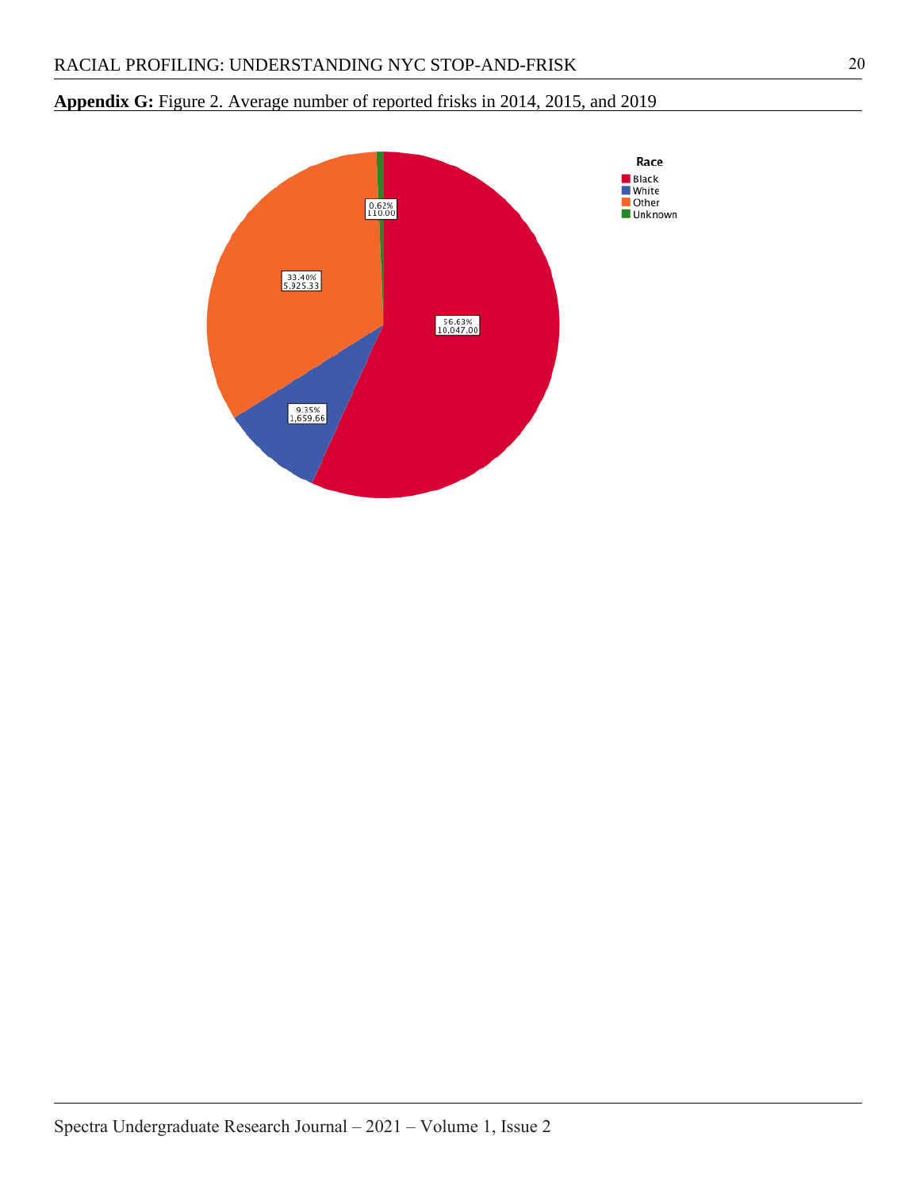**Appendix G:** Figure 2. Average number of reported frisks in 2014, 2015, and 2019

Race

- Black
- White
- Other
- Unknown

56.63%
10,047.00

9.35%
1,659.66

33.40%
5,925.33

0.62%
110.00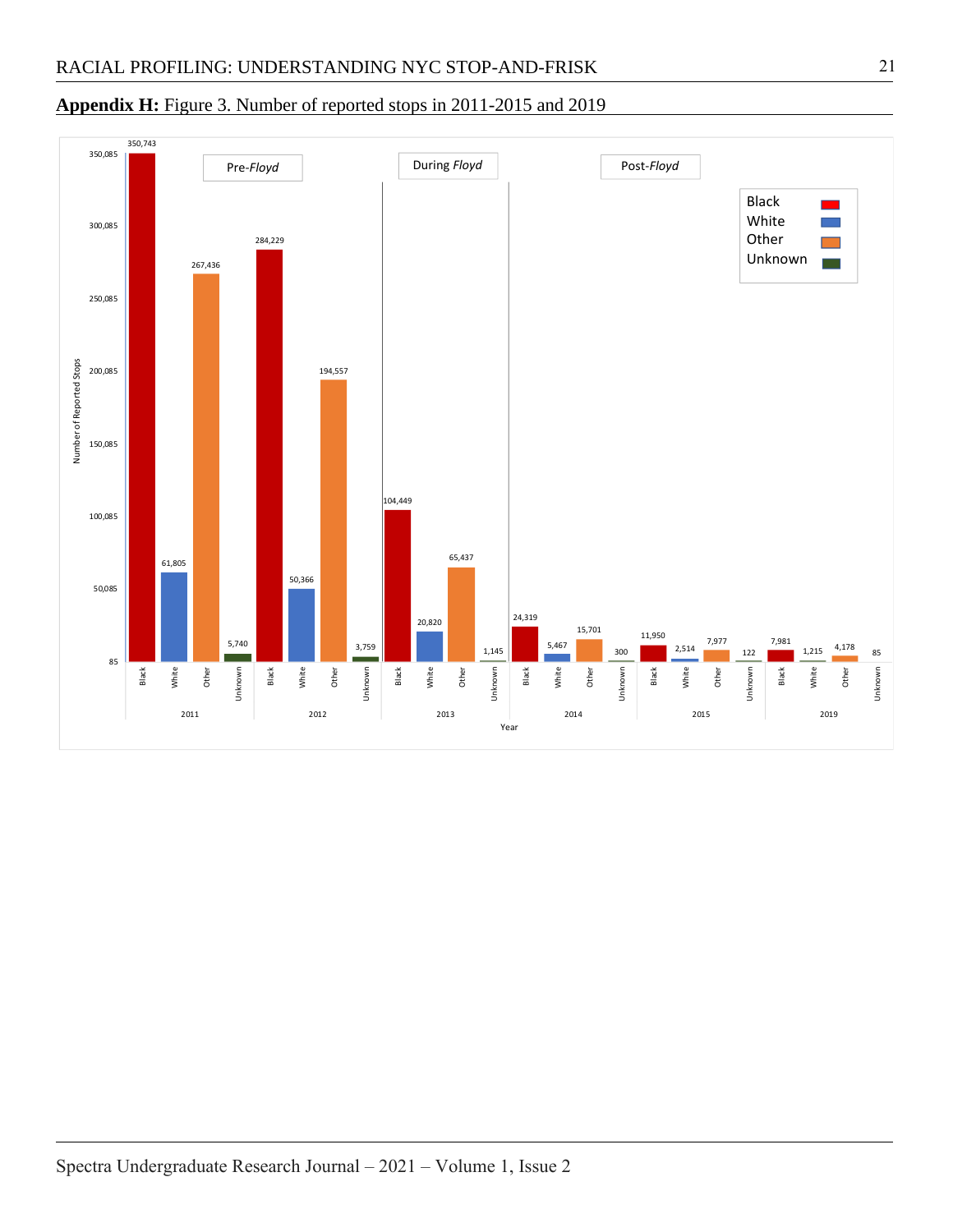**Appendix H:** Figure 3. Number of reported stops in 2011-2015 and 2019

| Year | Black | White | Other | Unknown |
|---|---|---|---|---|
| 2011 (Pre-*Floyd*) | 350,743 | 61,805 | 267,436 | 5,740 |
| 2012 (Pre-*Floyd*) | 284,229 | 50,366 | 194,557 | 3,759 |
| 2013 (During *Floyd*) | 104,449 | 20,820 | 65,437 | 1,145 |
| 2014 (Post-*Floyd*) | 24,319 | 5,467 | 15,701 | 300 |
| 2015 (Post-*Floyd*) | 11,950 | 2,514 | 7,977 | 122 |
| 2019 (Post-*Floyd*) | 7,981 | 1,215 | 4,178 | 85 |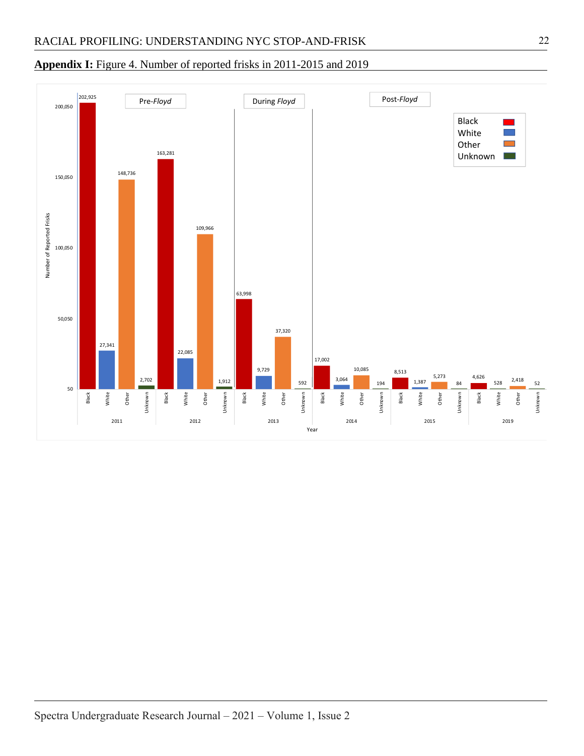**Appendix I:** Figure 4. Number of reported frisks in 2011-2015 and 2019

| Year | Black | White | Other | Unknown |
|---|---|---|---|---|
| 2011 | 202,925 | 27,341 | 148,736 | 2,702 |
| 2012 | 163,281 | 22,085 | 109,966 | 1,912 |
| 2013 | 63,998 | 9,729 | 37,320 | 592 |
| 2014 | 17,002 | 3,064 | 10,085 | 194 |
| 2015 | 8,513 | 1,387 | 5,273 | 84 |
| 2019 | 4,626 | 528 | 2,418 | 52 |

Pre-*Floyd*: 2011–2012; During *Floyd*: 2013; Post-*Floyd*: 2014, 2015, 2019

Y-axis: Number of Reported Frisks; X-axis: Year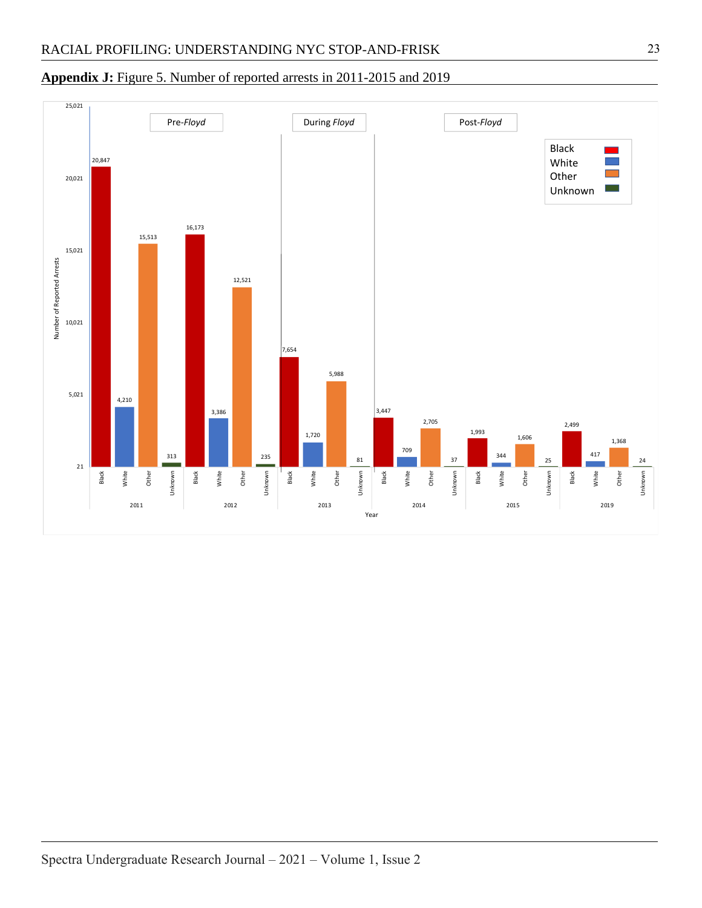**Appendix J:** Figure 5. Number of reported arrests in 2011-2015 and 2019

Pre-*Floyd*

During *Floyd*

Post-*Floyd*

Black
White
Other
Unknown

Number of Reported Arrests

25,021
20,021
15,021
10,021
5,021
21

20,847
4,210
15,513
313
16,173
3,386
12,521
235
7,654
1,720
5,988
81
3,447
709
2,705
37
1,993
344
1,606
25
2,499
417
1,368
24

Black White Other Unknown

2011
2012
2013
2014
2015
2019

Year